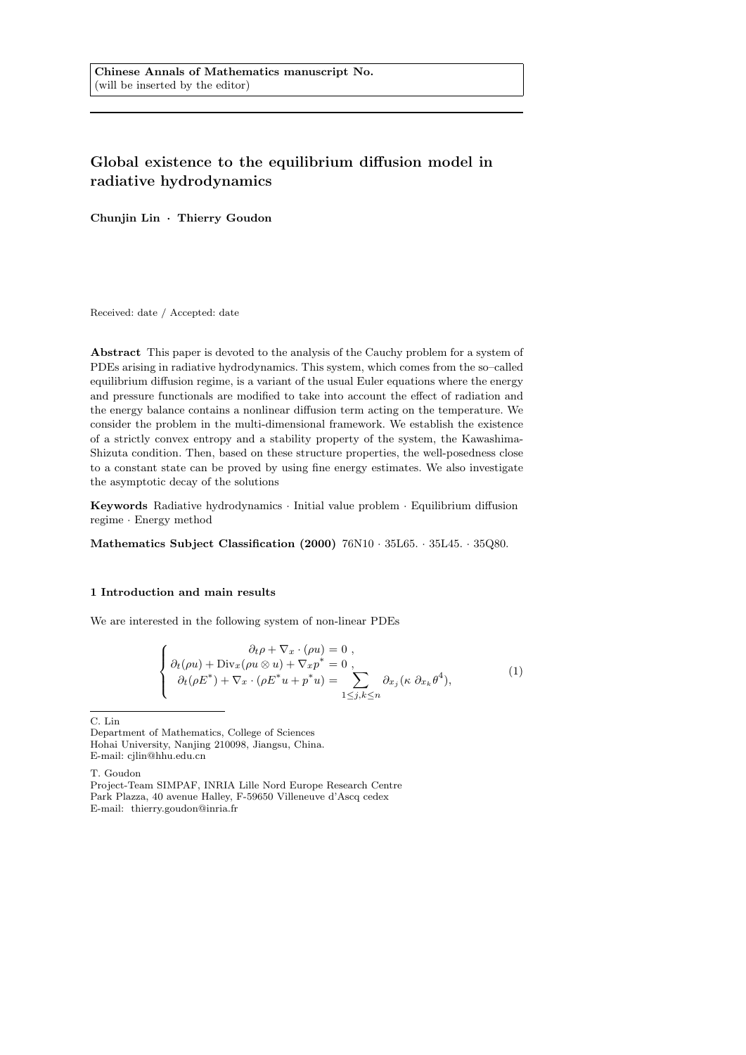**Chinese Annals of Mathematics manuscript No.**
(will be inserted by the editor)

# Global existence to the equilibrium diffusion model in radiative hydrodynamics

**Chunjin Lin · Thierry Goudon**

Received: date / Accepted: date

**Abstract** This paper is devoted to the analysis of the Cauchy problem for a system of PDEs arising in radiative hydrodynamics. This system, which comes from the so–called equilibrium diffusion regime, is a variant of the usual Euler equations where the energy and pressure functionals are modified to take into account the effect of radiation and the energy balance contains a nonlinear diffusion term acting on the temperature. We consider the problem in the multi-dimensional framework. We establish the existence of a strictly convex entropy and a stability property of the system, the Kawashima-Shizuta condition. Then, based on these structure properties, the well-posedness close to a constant state can be proved by using fine energy estimates. We also investigate the asymptotic decay of the solutions

**Keywords** Radiative hydrodynamics · Initial value problem · Equilibrium diffusion regime · Energy method

**Mathematics Subject Classification (2000)** 76N10 · 35L65. · 35L45. · 35Q80.

## 1 Introduction and main results

We are interested in the following system of non-linear PDEs

$$
\begin{cases}
\partial_t \rho + \nabla_x \cdot (\rho u) = 0 \ , \\
\partial_t(\rho u) + \mathrm{Div}_x(\rho u \otimes u) + \nabla_x p^* = 0 \ , \\
\partial_t(\rho E^*) + \nabla_x \cdot (\rho E^* u + p^* u) = \displaystyle\sum_{1 \leq j,k \leq n} \partial_{x_j}(\kappa \ \partial_{x_k} \theta^4),
\end{cases}
\tag{1}
$$

C. Lin
Department of Mathematics, College of Sciences
Hohai University, Nanjing 210098, Jiangsu, China.
E-mail: cjlin@hhu.edu.cn

T. Goudon
Project-Team SIMPAF, INRIA Lille Nord Europe Research Centre
Park Plazza, 40 avenue Halley, F-59650 Villeneuve d'Ascq cedex
E-mail: thierry.goudon@inria.fr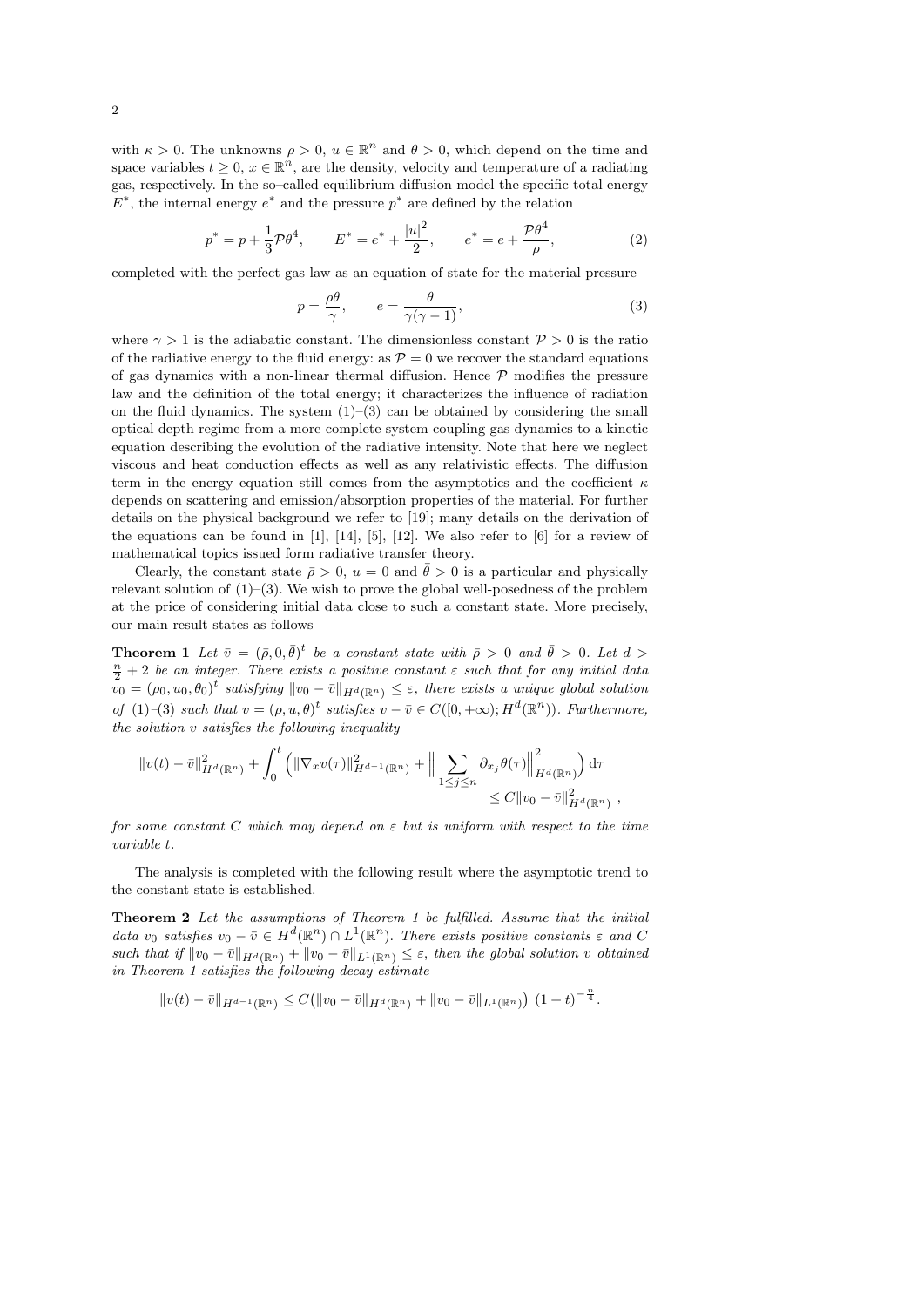with $\kappa > 0$. The unknowns $\rho > 0$, $u \in \mathbb{R}^n$ and $\theta > 0$, which depend on the time and space variables $t \geq 0$, $x \in \mathbb{R}^n$, are the density, velocity and temperature of a radiating gas, respectively. In the so–called equilibrium diffusion model the specific total energy $E^*$, the internal energy $e^*$ and the pressure $p^*$ are defined by the relation

$$p^* = p + \frac{1}{3}\mathcal{P}\theta^4, \qquad E^* = e^* + \frac{|u|^2}{2}, \qquad e^* = e + \frac{\mathcal{P}\theta^4}{\rho}, \tag{2}$$

completed with the perfect gas law as an equation of state for the material pressure

$$p = \frac{\rho\theta}{\gamma}, \qquad e = \frac{\theta}{\gamma(\gamma-1)}, \tag{3}$$

where $\gamma > 1$ is the adiabatic constant. The dimensionless constant $\mathcal{P} > 0$ is the ratio of the radiative energy to the fluid energy: as $\mathcal{P} = 0$ we recover the standard equations of gas dynamics with a non-linear thermal diffusion. Hence $\mathcal{P}$ modifies the pressure law and the definition of the total energy; it characterizes the influence of radiation on the fluid dynamics. The system (1)–(3) can be obtained by considering the small optical depth regime from a more complete system coupling gas dynamics to a kinetic equation describing the evolution of the radiative intensity. Note that here we neglect viscous and heat conduction effects as well as any relativistic effects. The diffusion term in the energy equation still comes from the asymptotics and the coefficient $\kappa$ depends on scattering and emission/absorption properties of the material. For further details on the physical background we refer to [19]; many details on the derivation of the equations can be found in [1], [14], [5], [12]. We also refer to [6] for a review of mathematical topics issued form radiative transfer theory.

Clearly, the constant state $\bar\rho > 0$, $u = 0$ and $\bar\theta > 0$ is a particular and physically relevant solution of (1)–(3). We wish to prove the global well-posedness of the problem at the price of considering initial data close to such a constant state. More precisely, our main result states as follows

**Theorem 1** *Let $\bar v = (\bar\rho, 0, \bar\theta)^t$ be a constant state with $\bar\rho > 0$ and $\bar\theta > 0$. Let $d > \frac{n}{2} + 2$ be an integer. There exists a positive constant $\varepsilon$ such that for any initial data $v_0 = (\rho_0, u_0, \theta_0)^t$ satisfying $\|v_0 - \bar v\|_{H^d(\mathbb{R}^n)} \leq \varepsilon$, there exists a unique global solution of (1)–(3) such that $v = (\rho, u, \theta)^t$ satisfies $v - \bar v \in C([0, +\infty); H^d(\mathbb{R}^n))$. Furthermore, the solution $v$ satisfies the following inequality*

$$\|v(t) - \bar v\|^2_{H^d(\mathbb{R}^n)} + \int_0^t \Big( \|\nabla_x v(\tau)\|^2_{H^{d-1}(\mathbb{R}^n)} + \Big\| \sum_{1 \leq j \leq n} \partial_{x_j}\theta(\tau) \Big\|^2_{H^d(\mathbb{R}^n)} \Big)\, \mathrm{d}\tau \leq C \|v_0 - \bar v\|^2_{H^d(\mathbb{R}^n)} ,$$

*for some constant $C$ which may depend on $\varepsilon$ but is uniform with respect to the time variable $t$.*

The analysis is completed with the following result where the asymptotic trend to the constant state is established.

**Theorem 2** *Let the assumptions of Theorem 1 be fulfilled. Assume that the initial data $v_0$ satisfies $v_0 - \bar v \in H^d(\mathbb{R}^n) \cap L^1(\mathbb{R}^n)$. There exists positive constants $\varepsilon$ and $C$ such that if $\|v_0 - \bar v\|_{H^d(\mathbb{R}^n)} + \|v_0 - \bar v\|_{L^1(\mathbb{R}^n)} \leq \varepsilon$, then the global solution $v$ obtained in Theorem 1 satisfies the following decay estimate*

$$\|v(t) - \bar v\|_{H^{d-1}(\mathbb{R}^n)} \leq C \big( \|v_0 - \bar v\|_{H^d(\mathbb{R}^n)} + \|v_0 - \bar v\|_{L^1(\mathbb{R}^n)} \big)\, (1+t)^{-\frac{n}{4}}.$$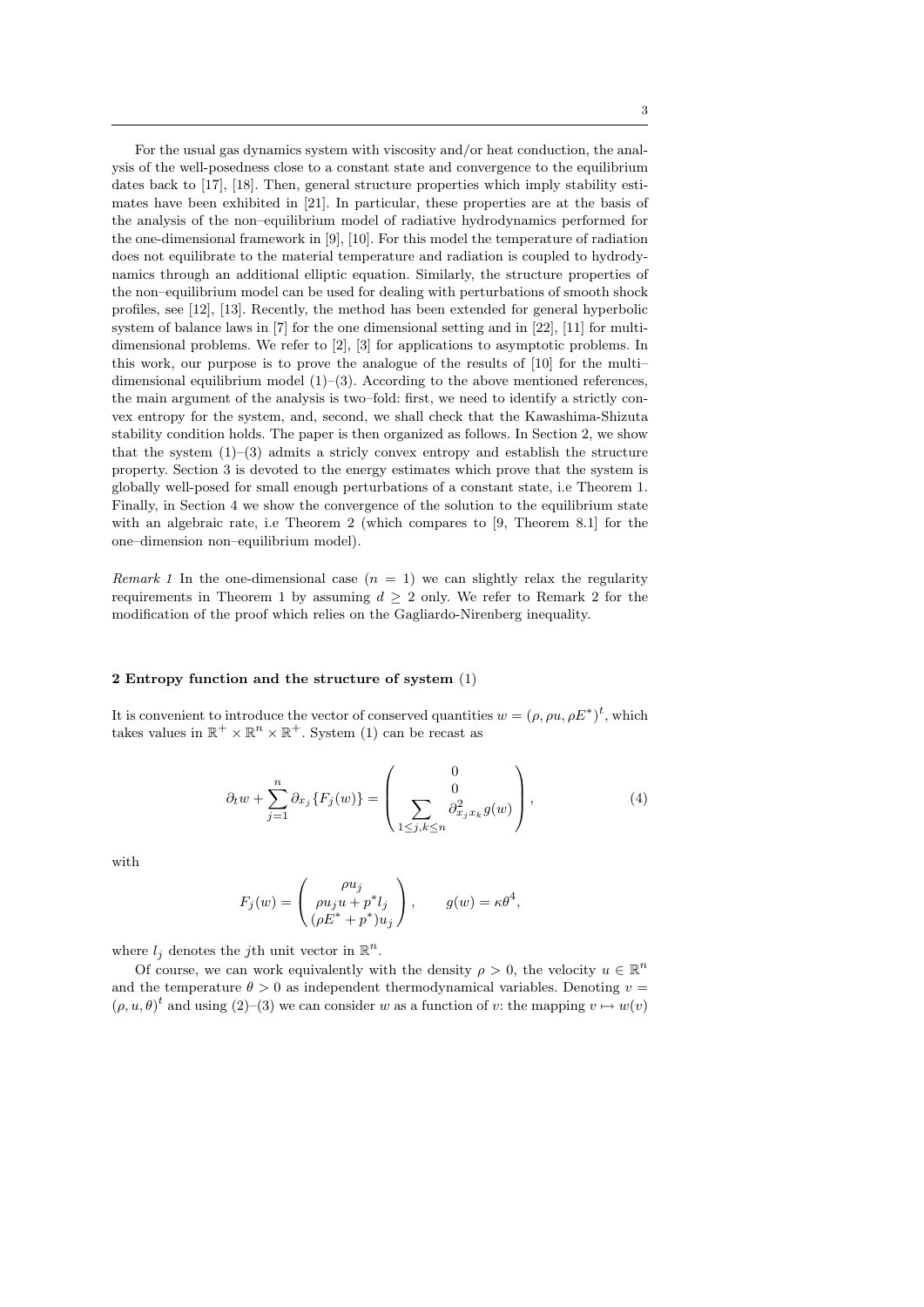For the usual gas dynamics system with viscosity and/or heat conduction, the analysis of the well-posedness close to a constant state and convergence to the equilibrium dates back to [17], [18]. Then, general structure properties which imply stability estimates have been exhibited in [21]. In particular, these properties are at the basis of the analysis of the non–equilibrium model of radiative hydrodynamics performed for the one-dimensional framework in [9], [10]. For this model the temperature of radiation does not equilibrate to the material temperature and radiation is coupled to hydrodynamics through an additional elliptic equation. Similarly, the structure properties of the non–equilibrium model can be used for dealing with perturbations of smooth shock profiles, see [12], [13]. Recently, the method has been extended for general hyperbolic system of balance laws in [7] for the one dimensional setting and in [22], [11] for multi-dimensional problems. We refer to [2], [3] for applications to asymptotic problems. In this work, our purpose is to prove the analogue of the results of [10] for the multi–dimensional equilibrium model (1)–(3). According to the above mentioned references, the main argument of the analysis is two–fold: first, we need to identify a strictly convex entropy for the system, and, second, we shall check that the Kawashima-Shizuta stability condition holds. The paper is then organized as follows. In Section 2, we show that the system (1)–(3) admits a stricly convex entropy and establish the structure property. Section 3 is devoted to the energy estimates which prove that the system is globally well-posed for small enough perturbations of a constant state, i.e Theorem 1. Finally, in Section 4 we show the convergence of the solution to the equilibrium state with an algebraic rate, i.e Theorem 2 (which compares to [9, Theorem 8.1] for the one–dimension non–equilibrium model).

*Remark 1* In the one-dimensional case ($n = 1$) we can slightly relax the regularity requirements in Theorem 1 by assuming $d \geq 2$ only. We refer to Remark 2 for the modification of the proof which relies on the Gagliardo-Nirenberg inequality.

## 2 Entropy function and the structure of system (1)

It is convenient to introduce the vector of conserved quantities $w = (\rho, \rho u, \rho E^*)^t$, which takes values in $\mathbb{R}^+ \times \mathbb{R}^n \times \mathbb{R}^+$. System (1) can be recast as

$$\partial_t w + \sum_{j=1}^{n} \partial_{x_j} \{F_j(w)\} = \begin{pmatrix} 0 \\ 0 \\ \sum\limits_{1 \leq j,k \leq n} \partial^2_{x_j x_k} g(w) \end{pmatrix}, \tag{4}$$

with

$$F_j(w) = \begin{pmatrix} \rho u_j \\ \rho u_j u + p^* l_j \\ (\rho E^* + p^*) u_j \end{pmatrix}, \qquad g(w) = \kappa \theta^4,$$

where $l_j$ denotes the $j$th unit vector in $\mathbb{R}^n$.

Of course, we can work equivalently with the density $\rho > 0$, the velocity $u \in \mathbb{R}^n$ and the temperature $\theta > 0$ as independent thermodynamical variables. Denoting $v = (\rho, u, \theta)^t$ and using (2)–(3) we can consider $w$ as a function of $v$: the mapping $v \mapsto w(v)$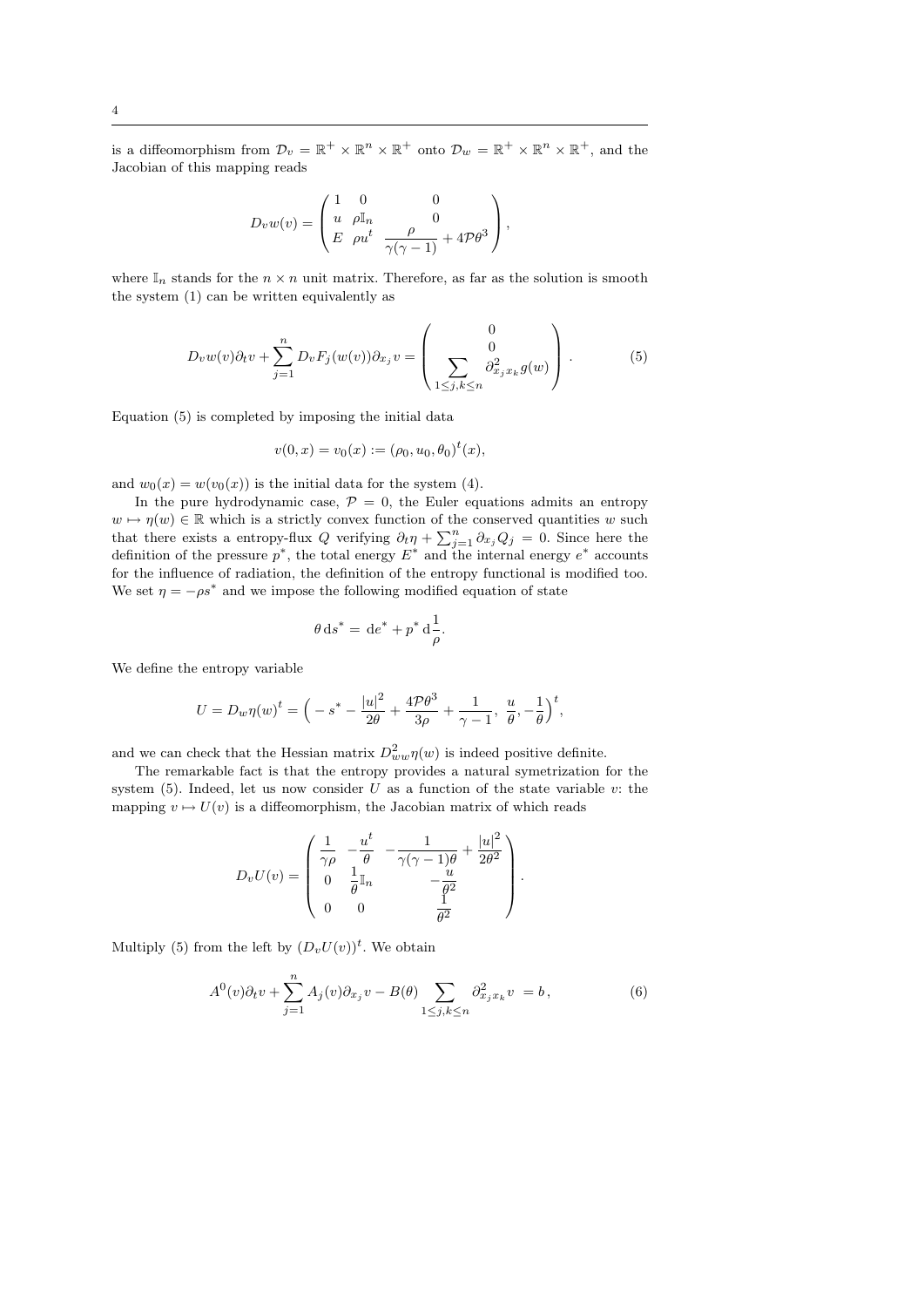is a diffeomorphism from $\mathcal{D}_v = \mathbb{R}^+ \times \mathbb{R}^n \times \mathbb{R}^+$ onto $\mathcal{D}_w = \mathbb{R}^+ \times \mathbb{R}^n \times \mathbb{R}^+$, and the Jacobian of this mapping reads

$$
D_v w(v) = \begin{pmatrix} 1 & 0 & 0 \\ u & \rho \mathbb{I}_n & 0 \\ E & \rho u^t & \dfrac{\rho}{\gamma(\gamma-1)} + 4\mathcal{P}\theta^3 \end{pmatrix},
$$

where $\mathbb{I}_n$ stands for the $n \times n$ unit matrix. Therefore, as far as the solution is smooth the system (1) can be written equivalently as

$$
D_v w(v) \partial_t v + \sum_{j=1}^{n} D_v F_j(w(v)) \partial_{x_j} v = \begin{pmatrix} 0 \\ 0 \\ \displaystyle\sum_{1 \le j,k \le n} \partial^2_{x_j x_k} g(w) \end{pmatrix}. \tag{5}
$$

Equation (5) is completed by imposing the initial data

$$
v(0,x) = v_0(x) := (\rho_0, u_0, \theta_0)^t(x),
$$

and $w_0(x) = w(v_0(x))$ is the initial data for the system (4).

In the pure hydrodynamic case, $\mathcal{P} = 0$, the Euler equations admits an entropy $w \mapsto \eta(w) \in \mathbb{R}$ which is a strictly convex function of the conserved quantities $w$ such that there exists a entropy-flux $Q$ verifying $\partial_t \eta + \sum_{j=1}^{n} \partial_{x_j} Q_j = 0$. Since here the definition of the pressure $p^*$, the total energy $E^*$ and the internal energy $e^*$ accounts for the influence of radiation, the definition of the entropy functional is modified too. We set $\eta = -\rho s^*$ and we impose the following modified equation of state

$$
\theta \, \mathrm{d}s^* = \mathrm{d}e^* + p^* \, \mathrm{d}\frac{1}{\rho}.
$$

We define the entropy variable

$$
U = D_w \eta(w)^t = \Big( -s^* - \frac{|u|^2}{2\theta} + \frac{4\mathcal{P}\theta^3}{3\rho} + \frac{1}{\gamma - 1}, \; \frac{u}{\theta}, -\frac{1}{\theta} \Big)^t,
$$

and we can check that the Hessian matrix $D^2_{ww}\eta(w)$ is indeed positive definite.

The remarkable fact is that the entropy provides a natural symetrization for the system (5). Indeed, let us now consider $U$ as a function of the state variable $v$: the mapping $v \mapsto U(v)$ is a diffeomorphism, the Jacobian matrix of which reads

$$
D_v U(v) = \begin{pmatrix} \dfrac{1}{\gamma\rho} & -\dfrac{u^t}{\theta} & -\dfrac{1}{\gamma(\gamma-1)\theta} + \dfrac{|u|^2}{2\theta^2} \\ 0 & \dfrac{1}{\theta}\mathbb{I}_n & -\dfrac{u}{\theta^2} \\ 0 & 0 & \dfrac{1}{\theta^2} \end{pmatrix}.
$$

Multiply (5) from the left by $(D_v U(v))^t$. We obtain

$$
A^0(v) \partial_t v + \sum_{j=1}^{n} A_j(v) \partial_{x_j} v - B(\theta) \sum_{1 \le j,k \le n} \partial^2_{x_j x_k} v \; = b, \tag{6}
$$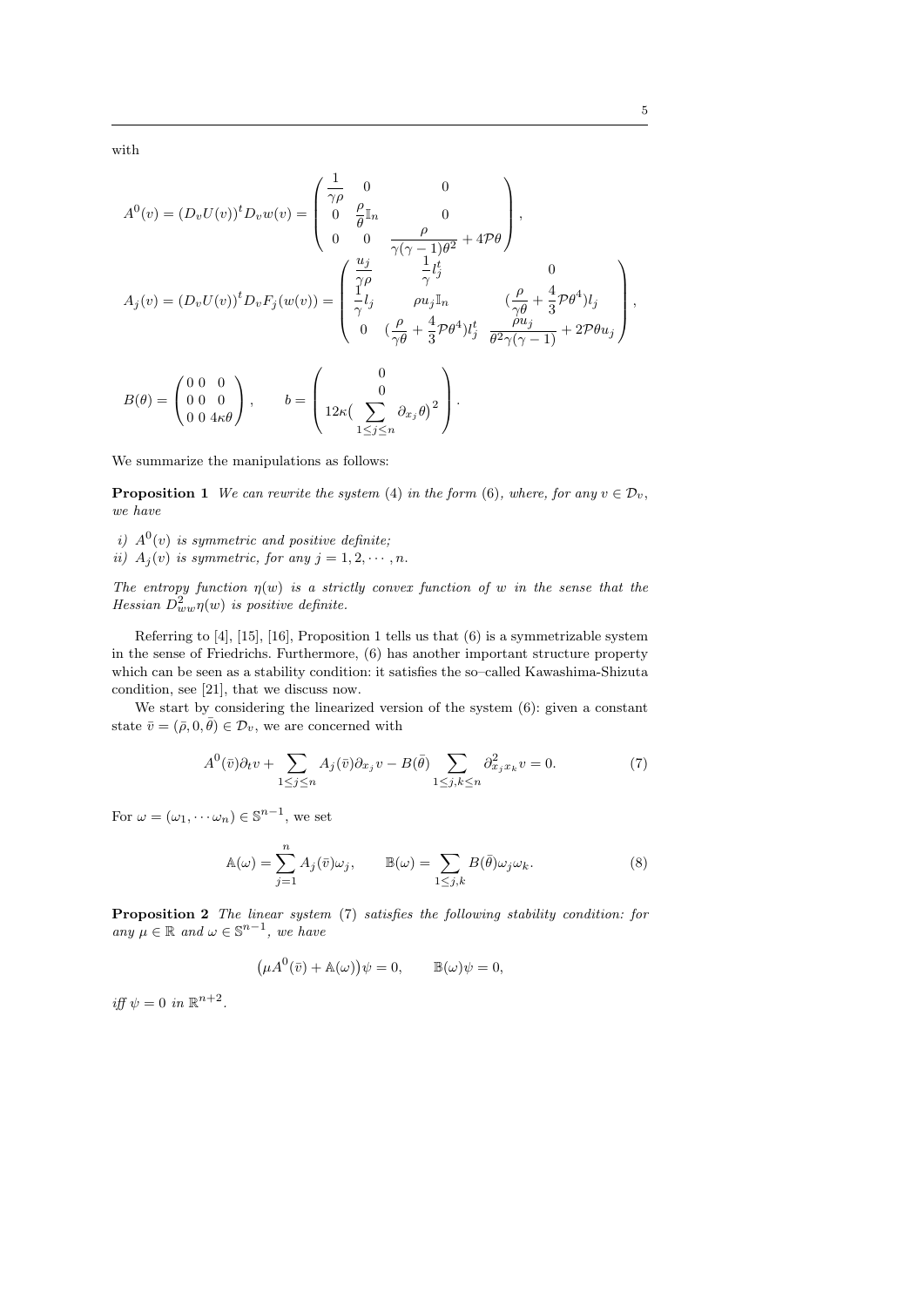with

$$
A^0(v) = (D_v U(v))^t D_v w(v) = \begin{pmatrix} \dfrac{1}{\gamma\rho} & 0 & 0 \\ 0 & \dfrac{\rho}{\theta}\mathbb{I}_n & 0 \\ 0 & 0 & \dfrac{\rho}{\gamma(\gamma-1)\theta^2} + 4\mathcal{P}\theta \end{pmatrix},
$$

$$
A_j(v) = (D_v U(v))^t D_v F_j(w(v)) = \begin{pmatrix} \dfrac{u_j}{\gamma\rho} & \dfrac{1}{\gamma} l_j^t & 0 \\ \dfrac{1}{\gamma} l_j & \rho u_j \mathbb{I}_n & (\dfrac{\rho}{\gamma\theta} + \dfrac{4}{3}\mathcal{P}\theta^4) l_j \\ 0 & (\dfrac{\rho}{\gamma\theta} + \dfrac{4}{3}\mathcal{P}\theta^4) l_j^t & \dfrac{\rho u_j}{\theta^2\gamma(\gamma-1)} + 2\mathcal{P}\theta u_j \end{pmatrix},
$$

$$
B(\theta) = \begin{pmatrix} 0 & 0 & 0 \\ 0 & 0 & 0 \\ 0 & 0 & 4\kappa\theta \end{pmatrix}, \qquad b = \begin{pmatrix} 0 \\ 0 \\ 12\kappa\big(\displaystyle\sum_{1\le j\le n} \partial_{x_j}\theta\big)^2 \end{pmatrix}.
$$

We summarize the manipulations as follows:

**Proposition 1** *We can rewrite the system (4) in the form (6), where, for any $v \in \mathcal{D}_v$, we have*

*i) $A^0(v)$ is symmetric and positive definite;*
*ii) $A_j(v)$ is symmetric, for any $j = 1, 2, \cdots, n$.*

*The entropy function $\eta(w)$ is a strictly convex function of $w$ in the sense that the Hessian $D^2_{ww}\eta(w)$ is positive definite.*

Referring to [4], [15], [16], Proposition 1 tells us that (6) is a symmetrizable system in the sense of Friedrichs. Furthermore, (6) has another important structure property which can be seen as a stability condition: it satisfies the so–called Kawashima-Shizuta condition, see [21], that we discuss now.

We start by considering the linearized version of the system (6): given a constant state $\bar{v} = (\bar{\rho}, 0, \bar{\theta}) \in \mathcal{D}_v$, we are concerned with

$$
A^0(\bar{v})\partial_t v + \sum_{1\le j\le n} A_j(\bar{v})\partial_{x_j} v - B(\bar{\theta}) \sum_{1\le j,k\le n} \partial^2_{x_j x_k} v = 0. \tag{7}
$$

For $\omega = (\omega_1, \cdots \omega_n) \in \mathbb{S}^{n-1}$, we set

$$
\mathbb{A}(\omega) = \sum_{j=1}^n A_j(\bar{v})\omega_j, \qquad \mathbb{B}(\omega) = \sum_{1\le j,k} B(\bar{\theta})\omega_j\omega_k. \tag{8}
$$

**Proposition 2** *The linear system (7) satisfies the following stability condition: for any $\mu \in \mathbb{R}$ and $\omega \in \mathbb{S}^{n-1}$, we have*

$$
\big(\mu A^0(\bar{v}) + \mathbb{A}(\omega)\big)\psi = 0, \qquad \mathbb{B}(\omega)\psi = 0,
$$

*iff $\psi = 0$ in $\mathbb{R}^{n+2}$.*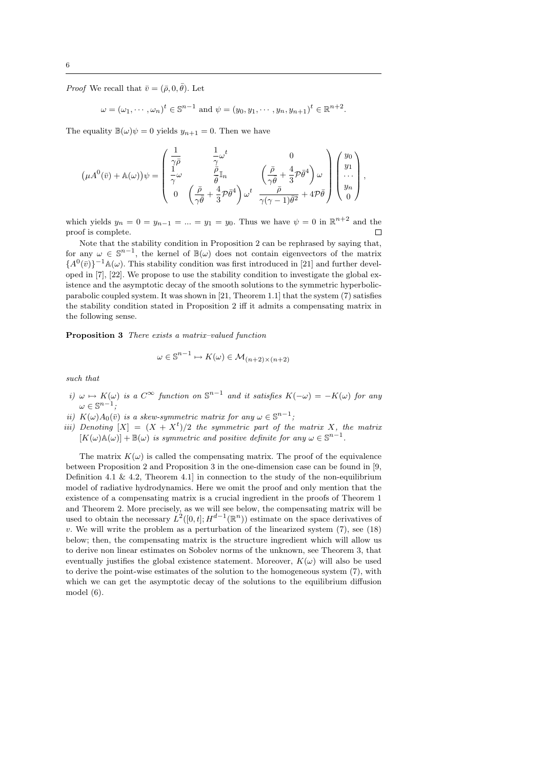*Proof* We recall that $\bar{v} = (\bar{\rho}, 0, \bar{\theta})$. Let

$$\omega = (\omega_1, \cdots, \omega_n)^t \in \mathbb{S}^{n-1} \text{ and } \psi = (y_0, y_1, \cdots, y_n, y_{n+1})^t \in \mathbb{R}^{n+2}.$$

The equality $\mathbb{B}(\omega)\psi = 0$ yields $y_{n+1} = 0$. Then we have

$$\big(\mu A^0(\bar{v}) + \mathbb{A}(\omega)\big)\psi = \begin{pmatrix} \dfrac{1}{\gamma\bar{\rho}} & \dfrac{1}{\gamma}\omega^t & 0 \\ \dfrac{1}{\gamma}\omega & \dfrac{\bar{\rho}}{\bar{\theta}}\mathbb{I}_n & \left(\dfrac{\bar{\rho}}{\gamma\bar{\theta}} + \dfrac{4}{3}\mathcal{P}\bar{\theta}^4\right)\omega \\ 0 & \left(\dfrac{\bar{\rho}}{\gamma\bar{\theta}} + \dfrac{4}{3}\mathcal{P}\bar{\theta}^4\right)\omega^t & \dfrac{\bar{\rho}}{\gamma(\gamma-1)\bar{\theta}^2} + 4\mathcal{P}\bar{\theta} \end{pmatrix} \begin{pmatrix} y_0 \\ y_1 \\ \cdots \\ y_n \\ 0 \end{pmatrix},$$

which yields $y_n = 0 = y_{n-1} = \ldots = y_1 = y_0$. Thus we have $\psi = 0$ in $\mathbb{R}^{n+2}$ and the proof is complete. $\square$

Note that the stability condition in Proposition 2 can be rephrased by saying that, for any $\omega \in \mathbb{S}^{n-1}$, the kernel of $\mathbb{B}(\omega)$ does not contain eigenvectors of the matrix $\{A^0(\bar{v})\}^{-1}\mathbb{A}(\omega)$. This stability condition was first introduced in [21] and further developed in [7], [22]. We propose to use the stability condition to investigate the global existence and the asymptotic decay of the smooth solutions to the symmetric hyperbolic-parabolic coupled system. It was shown in [21, Theorem 1.1] that the system (7) satisfies the stability condition stated in Proposition 2 iff it admits a compensating matrix in the following sense.

**Proposition 3** *There exists a matrix–valued function*

$$\omega \in \mathbb{S}^{n-1} \mapsto K(\omega) \in \mathcal{M}_{(n+2)\times(n+2)}$$

*such that*

*i)* $\omega \mapsto K(\omega)$ *is a* $C^\infty$ *function on* $\mathbb{S}^{n-1}$ *and it satisfies* $K(-\omega) = -K(\omega)$ *for any* $\omega \in \mathbb{S}^{n-1}$*;*
*ii)* $K(\omega)A_0(\bar{v})$ *is a skew-symmetric matrix for any* $\omega \in \mathbb{S}^{n-1}$*;*
*iii) Denoting* $[X] = (X + X^t)/2$ *the symmetric part of the matrix* $X$*, the matrix* $[K(\omega)\mathbb{A}(\omega)] + \mathbb{B}(\omega)$ *is symmetric and positive definite for any* $\omega \in \mathbb{S}^{n-1}$.

The matrix $K(\omega)$ is called the compensating matrix. The proof of the equivalence between Proposition 2 and Proposition 3 in the one-dimension case can be found in [9, Definition 4.1 & 4.2, Theorem 4.1] in connection to the study of the non-equilibrium model of radiative hydrodynamics. Here we omit the proof and only mention that the existence of a compensating matrix is a crucial ingredient in the proofs of Theorem 1 and Theorem 2. More precisely, as we will see below, the compensating matrix will be used to obtain the necessary $L^2([0,t]; H^{d-1}(\mathbb{R}^n))$ estimate on the space derivatives of $v$. We will write the problem as a perturbation of the linearized system (7), see (18) below; then, the compensating matrix is the structure ingredient which will allow us to derive non linear estimates on Sobolev norms of the unknown, see Theorem 3, that eventually justifies the global existence statement. Moreover, $K(\omega)$ will also be used to derive the point-wise estimates of the solution to the homogeneous system (7), with which we can get the asymptotic decay of the solutions to the equilibrium diffusion model (6).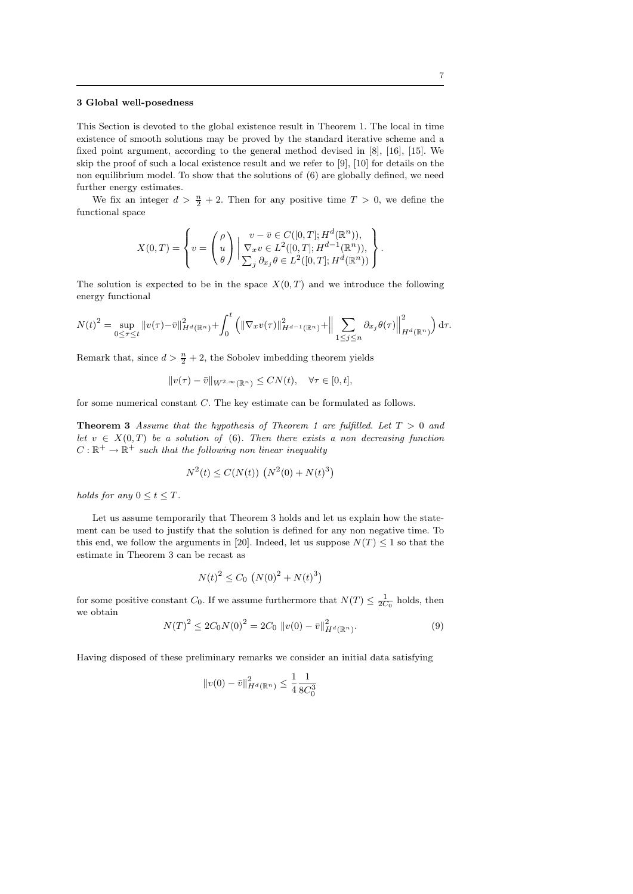### 3 Global well-posedness

This Section is devoted to the global existence result in Theorem 1. The local in time existence of smooth solutions may be proved by the standard iterative scheme and a fixed point argument, according to the general method devised in [8], [16], [15]. We skip the proof of such a local existence result and we refer to [9], [10] for details on the non equilibrium model. To show that the solutions of (6) are globally defined, we need further energy estimates.

We fix an integer $d > \frac{n}{2} + 2$. Then for any positive time $T > 0$, we define the functional space

$$X(0,T) = \left\{ v = \begin{pmatrix} \rho \\ u \\ \theta \end{pmatrix} \;\middle|\; \begin{array}{c} v - \bar{v} \in C([0,T]; H^d(\mathbb{R}^n)), \\ \nabla_x v \in L^2([0,T]; H^{d-1}(\mathbb{R}^n)), \\ \sum_j \partial_{x_j} \theta \in L^2([0,T]; H^d(\mathbb{R}^n)) \end{array} \right\}.$$

The solution is expected to be in the space $X(0,T)$ and we introduce the following energy functional

$$N(t)^2 = \sup_{0 \leq \tau \leq t} \|v(\tau) - \bar{v}\|^2_{H^d(\mathbb{R}^n)} + \int_0^t \left( \|\nabla_x v(\tau)\|^2_{H^{d-1}(\mathbb{R}^n)} + \Big\| \sum_{1 \leq j \leq n} \partial_{x_j} \theta(\tau) \Big\|^2_{H^d(\mathbb{R}^n)} \right) \mathrm{d}\tau.$$

Remark that, since $d > \frac{n}{2} + 2$, the Sobolev imbedding theorem yields

$$\|v(\tau) - \bar{v}\|_{W^{2,\infty}(\mathbb{R}^n)} \leq C N(t), \quad \forall \tau \in [0,t],$$

for some numerical constant $C$. The key estimate can be formulated as follows.

**Theorem 3** *Assume that the hypothesis of Theorem 1 are fulfilled. Let $T > 0$ and let $v \in X(0,T)$ be a solution of (6). Then there exists a non decreasing function $C : \mathbb{R}^+ \to \mathbb{R}^+$ such that the following non linear inequality*

$$N^2(t) \leq C(N(t)) \left( N^2(0) + N(t)^3 \right)$$

*holds for any $0 \leq t \leq T$.*

Let us assume temporarily that Theorem 3 holds and let us explain how the statement can be used to justify that the solution is defined for any non negative time. To this end, we follow the arguments in [20]. Indeed, let us suppose $N(T) \leq 1$ so that the estimate in Theorem 3 can be recast as

$$N(t)^2 \leq C_0 \left( N(0)^2 + N(t)^3 \right)$$

for some positive constant $C_0$. If we assume furthermore that $N(T) \leq \frac{1}{2C_0}$ holds, then we obtain

$$N(T)^2 \leq 2C_0 N(0)^2 = 2C_0 \, \|v(0) - \bar{v}\|^2_{H^d(\mathbb{R}^n)}. \tag{9}$$

Having disposed of these preliminary remarks we consider an initial data satisfying

$$\|v(0) - \bar{v}\|^2_{H^d(\mathbb{R}^n)} \leq \frac{1}{4} \frac{1}{8C_0^3}$$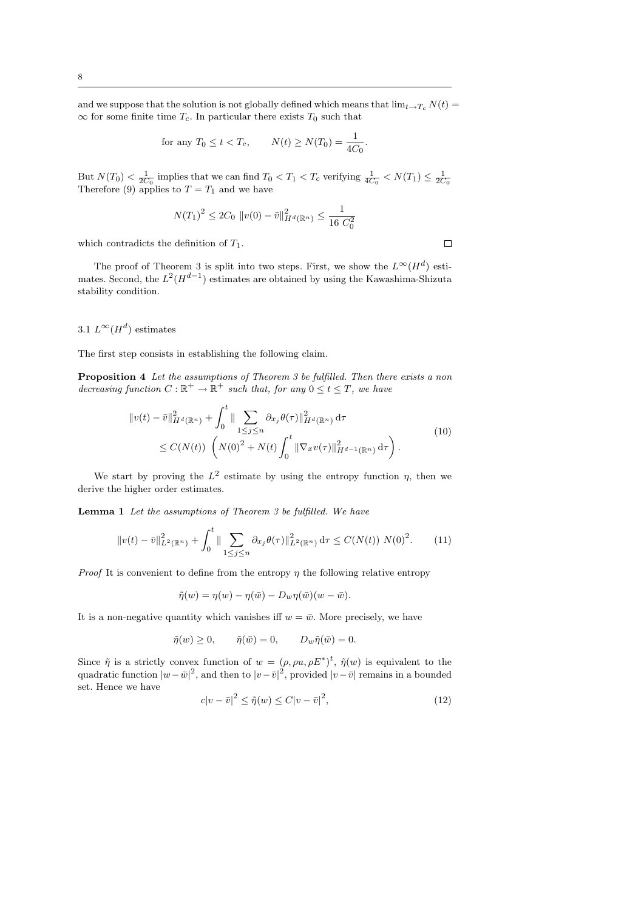and we suppose that the solution is not globally defined which means that $\lim_{t\to T_c} N(t) = \infty$ for some finite time $T_c$. In particular there exists $T_0$ such that

$$\text{for any } T_0 \le t < T_c, \qquad N(t) \ge N(T_0) = \frac{1}{4C_0}.$$

But $N(T_0) < \frac{1}{2C_0}$ implies that we can find $T_0 < T_1 < T_c$ verifying $\frac{1}{4C_0} < N(T_1) \le \frac{1}{2C_0}$ Therefore (9) applies to $T = T_1$ and we have

$$N(T_1)^2 \le 2C_0 \, \|v(0) - \bar{v}\|^2_{H^d(\mathbb{R}^n)} \le \frac{1}{16\; C_0^2}$$

which contradicts the definition of $T_1$. □

The proof of Theorem 3 is split into two steps. First, we show the $L^\infty(H^d)$ estimates. Second, the $L^2(H^{d-1})$ estimates are obtained by using the Kawashima-Shizuta stability condition.

### 3.1 $L^\infty(H^d)$ estimates

The first step consists in establishing the following claim.

**Proposition 4** *Let the assumptions of Theorem 3 be fulfilled. Then there exists a non decreasing function $C : \mathbb{R}^+ \to \mathbb{R}^+$ such that, for any $0 \le t \le T$, we have*

$$\begin{aligned} \|v(t) - \bar{v}\|^2_{H^d(\mathbb{R}^n)} &+ \int_0^t \| \sum_{1\le j\le n} \partial_{x_j}\theta(\tau)\|^2_{H^d(\mathbb{R}^n)} \,\mathrm{d}\tau \\ &\le C(N(t)) \left( N(0)^2 + N(t) \int_0^t \|\nabla_x v(\tau)\|^2_{H^{d-1}(\mathbb{R}^n)} \,\mathrm{d}\tau \right). \end{aligned} \tag{10}$$

We start by proving the $L^2$ estimate by using the entropy function $\eta$, then we derive the higher order estimates.

**Lemma 1** *Let the assumptions of Theorem 3 be fulfilled. We have*

$$\|v(t) - \bar{v}\|^2_{L^2(\mathbb{R}^n)} + \int_0^t \| \sum_{1\le j\le n} \partial_{x_j}\theta(\tau)\|^2_{L^2(\mathbb{R}^n)} \,\mathrm{d}\tau \le C(N(t))\; N(0)^2. \tag{11}$$

*Proof* It is convenient to define from the entropy $\eta$ the following relative entropy

$$\tilde{\eta}(w) = \eta(w) - \eta(\bar{w}) - D_w\eta(\bar{w})(w - \bar{w}).$$

It is a non-negative quantity which vanishes iff $w = \bar{w}$. More precisely, we have

$$\tilde{\eta}(w) \ge 0, \qquad \tilde{\eta}(\bar{w}) = 0, \qquad D_w\tilde{\eta}(\bar{w}) = 0.$$

Since $\tilde{\eta}$ is a strictly convex function of $w = (\rho, \rho u, \rho E^*)^t$, $\tilde{\eta}(w)$ is equivalent to the quadratic function $|w - \bar{w}|^2$, and then to $|v - \bar{v}|^2$, provided $|v - \bar{v}|$ remains in a bounded set. Hence we have

$$c|v - \bar{v}|^2 \le \tilde{\eta}(w) \le C|v - \bar{v}|^2, \tag{12}$$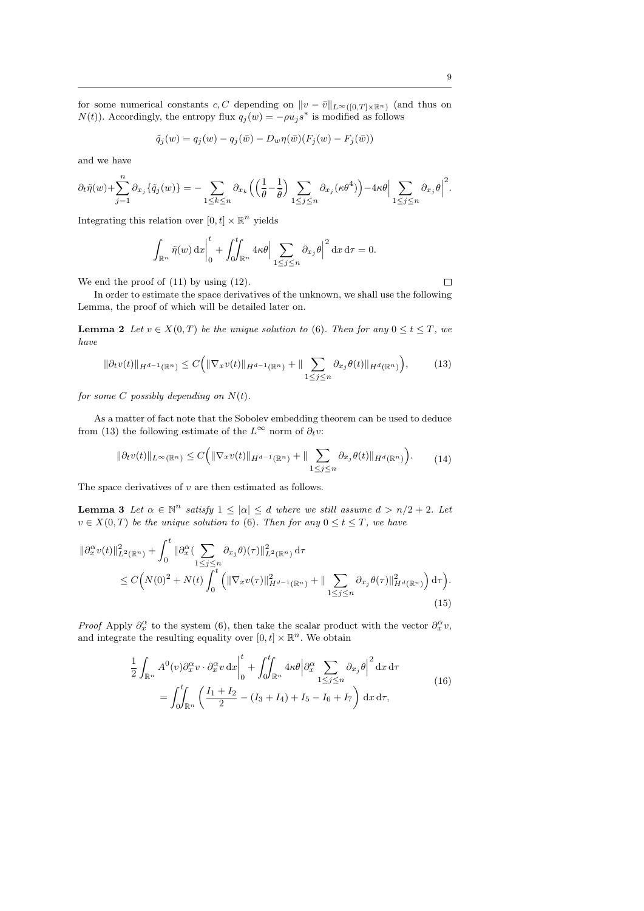for some numerical constants $c, C$ depending on $\|v - \bar{v}\|_{L^\infty([0,T]\times\mathbb{R}^n)}$ (and thus on $N(t)$). Accordingly, the entropy flux $q_j(w) = -\rho u_j s^*$ is modified as follows

$$\tilde{q}_j(w) = q_j(w) - q_j(\bar{w}) - D_w\eta(\bar{w})(F_j(w) - F_j(\bar{w}))$$

and we have

$$\partial_t\tilde{\eta}(w)+\sum_{j=1}^{n}\partial_{x_j}\{\tilde{q}_j(w)\} = -\sum_{1\le k\le n}\partial_{x_k}\Big(\Big(\frac{1}{\theta}-\frac{1}{\bar{\theta}}\Big)\sum_{1\le j\le n}\partial_{x_j}(\kappa\theta^4)\Big)-4\kappa\theta\Big|\sum_{1\le j\le n}\partial_{x_j}\theta\Big|^2.$$

Integrating this relation over $[0,t]\times\mathbb{R}^n$ yields

$$\int_{\mathbb{R}^n}\tilde{\eta}(w)\,\mathrm{d}x\Big|_0^t + \int_0^t\!\!\int_{\mathbb{R}^n} 4\kappa\theta\Big|\sum_{1\le j\le n}\partial_{x_j}\theta\Big|^2\mathrm{d}x\,\mathrm{d}\tau = 0.$$

We end the proof of (11) by using (12). □

In order to estimate the space derivatives of the unknown, we shall use the following Lemma, the proof of which will be detailed later on.

**Lemma 2** *Let $v \in X(0,T)$ be the unique solution to* (6)*. Then for any $0 \le t \le T$, we have*

$$\|\partial_t v(t)\|_{H^{d-1}(\mathbb{R}^n)} \le C\Big(\|\nabla_x v(t)\|_{H^{d-1}(\mathbb{R}^n)} + \|\sum_{1\le j\le n}\partial_{x_j}\theta(t)\|_{H^d(\mathbb{R}^n)}\Big), \tag{13}$$

*for some $C$ possibly depending on $N(t)$.*

As a matter of fact note that the Sobolev embedding theorem can be used to deduce from (13) the following estimate of the $L^\infty$ norm of $\partial_t v$:

$$\|\partial_t v(t)\|_{L^\infty(\mathbb{R}^n)} \le C\Big(\|\nabla_x v(t)\|_{H^{d-1}(\mathbb{R}^n)} + \|\sum_{1\le j\le n}\partial_{x_j}\theta(t)\|_{H^d(\mathbb{R}^n)}\Big). \tag{14}$$

The space derivatives of $v$ are then estimated as follows.

**Lemma 3** *Let $\alpha \in \mathbb{N}^n$ satisfy $1 \le |\alpha| \le d$ where we still assume $d > n/2+2$. Let $v \in X(0,T)$ be the unique solution to* (6)*. Then for any $0 \le t \le T$, we have*

$$\begin{aligned}\|\partial_x^\alpha v(t)\|^2_{L^2(\mathbb{R}^n)} &+ \int_0^t \|\partial_x^\alpha(\sum_{1\le j\le n}\partial_{x_j}\theta)(\tau)\|^2_{L^2(\mathbb{R}^n)}\,\mathrm{d}\tau \\ &\le C\Big(N(0)^2 + N(t)\int_0^t\Big(\|\nabla_x v(\tau)\|^2_{H^{d-1}(\mathbb{R}^n)} + \|\sum_{1\le j\le n}\partial_{x_j}\theta(\tau)\|^2_{H^d(\mathbb{R}^n)}\Big)\,\mathrm{d}\tau\Big).\end{aligned} \tag{15}$$

*Proof* Apply $\partial_x^\alpha$ to the system (6), then take the scalar product with the vector $\partial_x^\alpha v$, and integrate the resulting equality over $[0,t]\times\mathbb{R}^n$. We obtain

$$\begin{aligned}\frac{1}{2}\int_{\mathbb{R}^n} A^0(v)\partial_x^\alpha v\cdot\partial_x^\alpha v\,\mathrm{d}x\Big|_0^t &+ \int_0^t\!\!\int_{\mathbb{R}^n}4\kappa\theta\Big|\partial_x^\alpha\sum_{1\le j\le n}\partial_{x_j}\theta\Big|^2\mathrm{d}x\,\mathrm{d}\tau \\ &= \int_0^t\!\!\int_{\mathbb{R}^n}\Big(\frac{I_1+I_2}{2} - (I_3+I_4) + I_5 - I_6 + I_7\Big)\,\mathrm{d}x\,\mathrm{d}\tau,\end{aligned} \tag{16}$$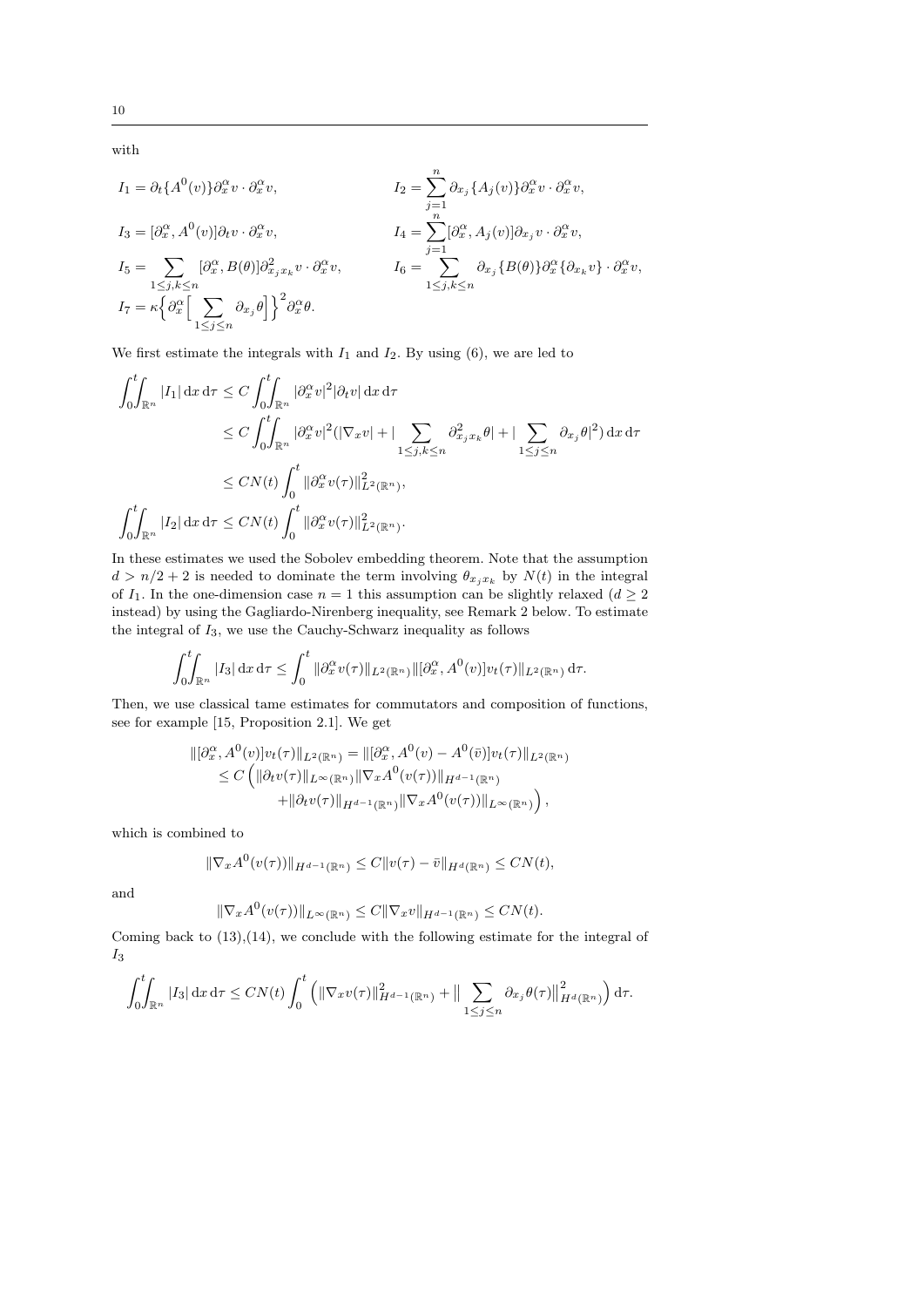with

$$
\begin{aligned}
I_1 &= \partial_t\{A^0(v)\}\partial_x^\alpha v\cdot\partial_x^\alpha v, & I_2 &= \sum_{j=1}^n \partial_{x_j}\{A_j(v)\}\partial_x^\alpha v\cdot\partial_x^\alpha v,\\
I_3 &= [\partial_x^\alpha, A^0(v)]\partial_t v\cdot\partial_x^\alpha v, & I_4 &= \sum_{j=1}^n [\partial_x^\alpha, A_j(v)]\partial_{x_j} v\cdot\partial_x^\alpha v,\\
I_5 &= \sum_{1\le j,k\le n}[\partial_x^\alpha, B(\theta)]\partial^2_{x_jx_k} v\cdot\partial_x^\alpha v, & I_6 &= \sum_{1\le j,k\le n}\partial_{x_j}\{B(\theta)\}\partial_x^\alpha\{\partial_{x_k} v\}\cdot\partial_x^\alpha v,\\
I_7 &= \kappa\Big\{\partial_x^\alpha\Big[\sum_{1\le j\le n}\partial_{x_j}\theta\Big]\Big\}^2\partial_x^\alpha\theta.
\end{aligned}
$$

We first estimate the integrals with $I_1$ and $I_2$. By using (6), we are led to

$$
\begin{aligned}
\int_0^t\!\!\int_{\mathbb{R}^n}|I_1|\,\mathrm{d}x\,\mathrm{d}\tau &\le C\int_0^t\!\!\int_{\mathbb{R}^n}|\partial_x^\alpha v|^2|\partial_t v|\,\mathrm{d}x\,\mathrm{d}\tau\\
&\le C\int_0^t\!\!\int_{\mathbb{R}^n}|\partial_x^\alpha v|^2\big(|\nabla_x v| + \big|\sum_{1\le j,k\le n}\partial^2_{x_jx_k}\theta\big| + \big|\sum_{1\le j\le n}\partial_{x_j}\theta\big|^2\big)\,\mathrm{d}x\,\mathrm{d}\tau\\
&\le CN(t)\int_0^t\|\partial_x^\alpha v(\tau)\|^2_{L^2(\mathbb{R}^n)},\\
\int_0^t\!\!\int_{\mathbb{R}^n}|I_2|\,\mathrm{d}x\,\mathrm{d}\tau &\le CN(t)\int_0^t\|\partial_x^\alpha v(\tau)\|^2_{L^2(\mathbb{R}^n)}.
\end{aligned}
$$

In these estimates we used the Sobolev embedding theorem. Note that the assumption $d > n/2+2$ is needed to dominate the term involving $\theta_{x_jx_k}$ by $N(t)$ in the integral of $I_1$. In the one-dimension case $n=1$ this assumption can be slightly relaxed ($d\ge 2$ instead) by using the Gagliardo-Nirenberg inequality, see Remark 2 below. To estimate the integral of $I_3$, we use the Cauchy-Schwarz inequality as follows

$$
\int_0^t\!\!\int_{\mathbb{R}^n}|I_3|\,\mathrm{d}x\,\mathrm{d}\tau \le \int_0^t\|\partial_x^\alpha v(\tau)\|_{L^2(\mathbb{R}^n)}\|[\partial_x^\alpha, A^0(v)]v_t(\tau)\|_{L^2(\mathbb{R}^n)}\,\mathrm{d}\tau.
$$

Then, we use classical tame estimates for commutators and composition of functions, see for example [15, Proposition 2.1]. We get

$$
\begin{aligned}
\|[\partial_x^\alpha, A^0(v)]v_t(\tau)\|_{L^2(\mathbb{R}^n)} &= \|[\partial_x^\alpha, A^0(v)-A^0(\bar v)]v_t(\tau)\|_{L^2(\mathbb{R}^n)}\\
&\le C\Big(\|\partial_t v(\tau)\|_{L^\infty(\mathbb{R}^n)}\|\nabla_x A^0(v(\tau))\|_{H^{d-1}(\mathbb{R}^n)}\\
&\qquad + \|\partial_t v(\tau)\|_{H^{d-1}(\mathbb{R}^n)}\|\nabla_x A^0(v(\tau))\|_{L^\infty(\mathbb{R}^n)}\Big),
\end{aligned}
$$

which is combined to

$$
\|\nabla_x A^0(v(\tau))\|_{H^{d-1}(\mathbb{R}^n)} \le C\|v(\tau)-\bar v\|_{H^d(\mathbb{R}^n)} \le CN(t),
$$

and

$$
\|\nabla_x A^0(v(\tau))\|_{L^\infty(\mathbb{R}^n)} \le C\|\nabla_x v\|_{H^{d-1}(\mathbb{R}^n)} \le CN(t).
$$

Coming back to (13),(14), we conclude with the following estimate for the integral of $I_3$

$$
\int_0^t\!\!\int_{\mathbb{R}^n}|I_3|\,\mathrm{d}x\,\mathrm{d}\tau \le CN(t)\int_0^t\Big(\|\nabla_x v(\tau)\|^2_{H^{d-1}(\mathbb{R}^n)} + \Big\|\sum_{1\le j\le n}\partial_{x_j}\theta(\tau)\Big\|^2_{H^d(\mathbb{R}^n)}\Big)\,\mathrm{d}\tau.
$$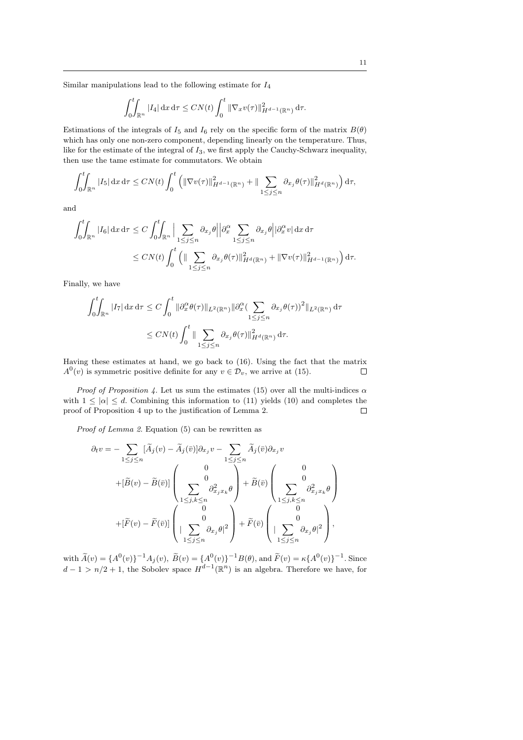Similar manipulations lead to the following estimate for $I_4$

$$\int_0^t\!\!\int_{\mathbb{R}^n} |I_4|\,\mathrm{d}x\,\mathrm{d}\tau \le CN(t)\int_0^t \|\nabla_x v(\tau)\|^2_{H^{d-1}(\mathbb{R}^n)}\,\mathrm{d}\tau.$$

Estimations of the integrals of $I_5$ and $I_6$ rely on the specific form of the matrix $B(\theta)$ which has only one non-zero component, depending linearly on the temperature. Thus, like for the estimate of the integral of $I_3$, we first apply the Cauchy-Schwarz inequality, then use the tame estimate for commutators. We obtain

$$\int_0^t\!\!\int_{\mathbb{R}^n} |I_5|\,\mathrm{d}x\,\mathrm{d}\tau \le CN(t)\int_0^t \Big(\|\nabla v(\tau)\|^2_{H^{d-1}(\mathbb{R}^n)} + \|\sum_{1\le j\le n}\partial_{x_j}\theta(\tau)\|^2_{H^d(\mathbb{R}^n)}\Big)\,\mathrm{d}\tau,$$

and

$$\begin{aligned}\int_0^t\!\!\int_{\mathbb{R}^n} |I_6|\,\mathrm{d}x\,\mathrm{d}\tau &\le C\int_0^t\!\!\int_{\mathbb{R}^n} \Big|\sum_{1\le j\le n}\partial_{x_j}\theta\Big|\Big|\partial_x^\alpha \sum_{1\le j\le n}\partial_{x_j}\theta\Big||\partial_x^\alpha v|\,\mathrm{d}x\,\mathrm{d}\tau\\ &\le CN(t)\int_0^t \Big(\|\sum_{1\le j\le n}\partial_{x_j}\theta(\tau)\|^2_{H^d(\mathbb{R}^n)} + \|\nabla v(\tau)\|^2_{H^{d-1}(\mathbb{R}^n)}\Big)\,\mathrm{d}\tau.\end{aligned}$$

Finally, we have

$$\begin{aligned}\int_0^t\!\!\int_{\mathbb{R}^n} |I_7|\,\mathrm{d}x\,\mathrm{d}\tau &\le C\int_0^t \|\partial_x^\alpha\theta(\tau)\|_{L^2(\mathbb{R}^n)}\|\partial_x^\alpha\big(\sum_{1\le j\le n}\partial_{x_j}\theta(\tau)\big)^2\|_{L^2(\mathbb{R}^n)}\,\mathrm{d}\tau\\ &\le CN(t)\int_0^t \|\sum_{1\le j\le n}\partial_{x_j}\theta(\tau)\|^2_{H^d(\mathbb{R}^n)}\,\mathrm{d}\tau.\end{aligned}$$

Having these estimates at hand, we go back to (16). Using the fact that the matrix $A^0(v)$ is symmetric positive definite for any $v\in\mathcal{D}_v$, we arrive at (15). $\square$

*Proof of Proposition 4.* Let us sum the estimates (15) over all the multi-indices $\alpha$ with $1\le|\alpha|\le d$. Combining this information to (11) yields (10) and completes the proof of Proposition 4 up to the justification of Lemma 2. $\square$

*Proof of Lemma 2.* Equation (5) can be rewritten as

$$\begin{aligned}\partial_t v = &-\sum_{1\le j\le n}[\widetilde{A}_j(v)-\widetilde{A}_j(\bar v)]\partial_{x_j}v - \sum_{1\le j\le n}\widetilde{A}_j(\bar v)\partial_{x_j}v\\ &+[\widetilde{B}(v)-\widetilde{B}(\bar v)]\begin{pmatrix}0\\0\\ \sum_{1\le j,k\le n}\partial^2_{x_jx_k}\theta\end{pmatrix} + \widetilde{B}(\bar v)\begin{pmatrix}0\\0\\ \sum_{1\le j,k\le n}\partial^2_{x_jx_k}\theta\end{pmatrix}\\ &+[\widetilde{F}(v)-\widetilde{F}(\bar v)]\begin{pmatrix}0\\0\\ |\sum_{1\le j\le n}\partial_{x_j}\theta|^2\end{pmatrix} + \widetilde{F}(\bar v)\begin{pmatrix}0\\0\\ |\sum_{1\le j\le n}\partial_{x_j}\theta|^2\end{pmatrix},\end{aligned}$$

with $\widetilde{A}(v)=\{A^0(v)\}^{-1}A_j(v)$, $\widetilde{B}(v)=\{A^0(v)\}^{-1}B(\theta)$, and $\widetilde{F}(v)=\kappa\{A^0(v)\}^{-1}$. Since $d-1>n/2+1$, the Sobolev space $H^{d-1}(\mathbb{R}^n)$ is an algebra. Therefore we have, for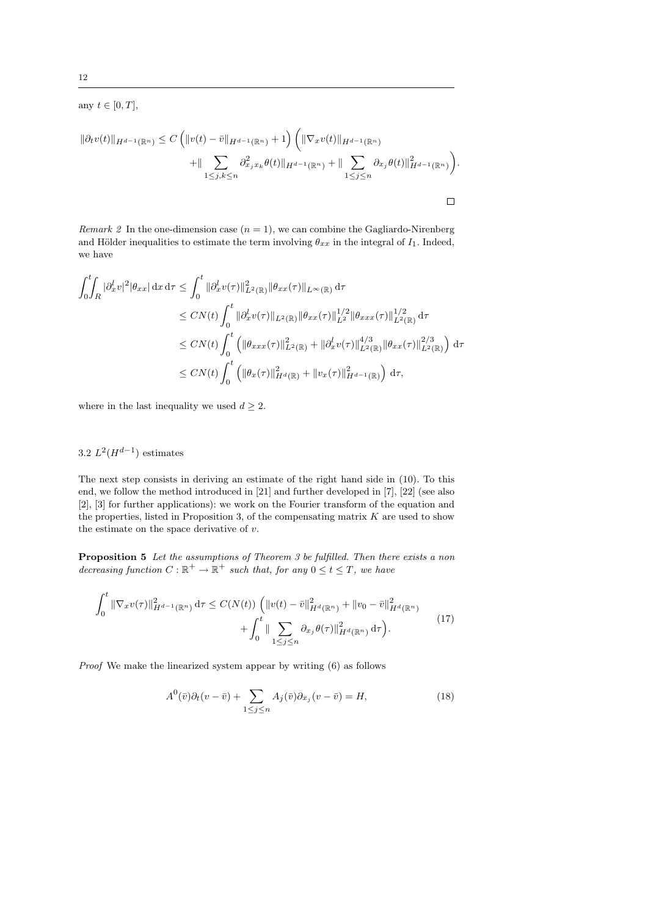any $t \in [0, T]$,

$$
\begin{aligned}
\|\partial_t v(t)\|_{H^{d-1}(\mathbb{R}^n)} \leq C\left(\|v(t) - \bar{v}\|_{H^{d-1}(\mathbb{R}^n)} + 1\right)\Big(\|\nabla_x v(t)\|_{H^{d-1}(\mathbb{R}^n)} \\
+ \|\sum_{1\leq j,k\leq n} \partial^2_{x_j x_k}\theta(t)\|_{H^{d-1}(\mathbb{R}^n)} + \|\sum_{1\leq j\leq n} \partial_{x_j}\theta(t)\|^2_{H^{d-1}(\mathbb{R}^n)}\Big).
\end{aligned}
$$

□

*Remark 2* In the one-dimension case ($n = 1$), we can combine the Gagliardo-Nirenberg and Hölder inequalities to estimate the term involving $\theta_{xx}$ in the integral of $I_1$. Indeed, we have

$$
\begin{aligned}
\int_0^t\!\!\int_R |\partial_x^l v|^2 |\theta_{xx}| \,\mathrm{d}x\,\mathrm{d}\tau &\leq \int_0^t \|\partial_x^l v(\tau)\|^2_{L^2(\mathbb{R})}\|\theta_{xx}(\tau)\|_{L^\infty(\mathbb{R})}\,\mathrm{d}\tau \\
&\leq CN(t)\int_0^t \|\partial_x^l v(\tau)\|_{L^2(\mathbb{R})}\|\theta_{xx}(\tau)\|^{1/2}_{L^2}\|\theta_{xxx}(\tau)\|^{1/2}_{L^2(\mathbb{R})}\,\mathrm{d}\tau \\
&\leq CN(t)\int_0^t \left(\|\theta_{xxx}(\tau)\|^2_{L^2(\mathbb{R})} + \|\partial_x^l v(\tau)\|^{4/3}_{L^2(\mathbb{R})}\|\theta_{xx}(\tau)\|^{2/3}_{L^2(\mathbb{R})}\right)\mathrm{d}\tau \\
&\leq CN(t)\int_0^t \left(\|\theta_x(\tau)\|^2_{H^d(\mathbb{R})} + \|v_x(\tau)\|^2_{H^{d-1}(\mathbb{R})}\right)\mathrm{d}\tau,
\end{aligned}
$$

where in the last inequality we used $d \geq 2$.

### 3.2 $L^2(H^{d-1})$ estimates

The next step consists in deriving an estimate of the right hand side in (10). To this end, we follow the method introduced in [21] and further developed in [7], [22] (see also [2], [3] for further applications): we work on the Fourier transform of the equation and the properties, listed in Proposition 3, of the compensating matrix $K$ are used to show the estimate on the space derivative of $v$.

**Proposition 5** *Let the assumptions of Theorem 3 be fulfilled. Then there exists a non decreasing function $C : \mathbb{R}^+ \to \mathbb{R}^+$ such that, for any $0 \leq t \leq T$, we have*

$$
\begin{aligned}
\int_0^t \|\nabla_x v(\tau)\|^2_{H^{d-1}(\mathbb{R}^n)}\,\mathrm{d}\tau \leq C(N(t))\Big(\|v(t) - \bar{v}\|^2_{H^d(\mathbb{R}^n)} + \|v_0 - \bar{v}\|^2_{H^d(\mathbb{R}^n)} \\
+ \int_0^t \|\sum_{1\leq j\leq n} \partial_{x_j}\theta(\tau)\|^2_{H^d(\mathbb{R}^n)}\,\mathrm{d}\tau\Big).
\end{aligned}
\tag{17}
$$

*Proof* We make the linearized system appear by writing (6) as follows

$$
A^0(\bar{v})\partial_t(v - \bar{v}) + \sum_{1\leq j\leq n} A_j(\bar{v})\partial_{x_j}(v - \bar{v}) = H, \tag{18}
$$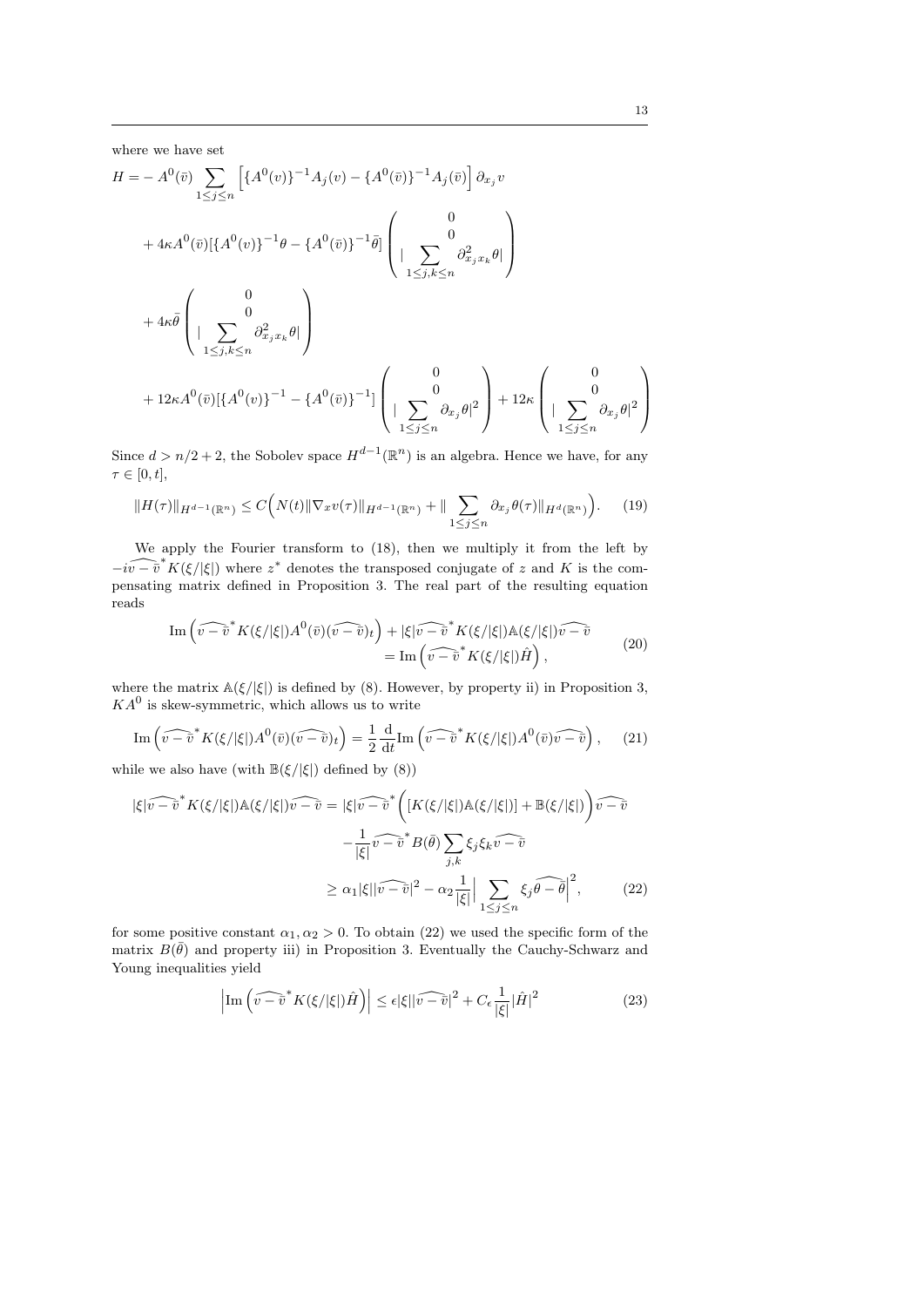where we have set

$$
\begin{aligned}
H = &- A^0(\bar v) \sum_{1\le j\le n} \Big[\{A^0(v)\}^{-1}A_j(v) - \{A^0(\bar v)\}^{-1}A_j(\bar v)\Big]\,\partial_{x_j} v \\
&+ 4\kappa A^0(\bar v)[\{A^0(v)\}^{-1}\theta - \{A^0(\bar v)\}^{-1}\bar\theta] \begin{pmatrix} 0 \\ 0 \\ | \displaystyle\sum_{1\le j,k\le n} \partial^2_{x_j x_k}\theta| \end{pmatrix} \\
&+ 4\kappa\bar\theta \begin{pmatrix} 0 \\ 0 \\ | \displaystyle\sum_{1\le j,k\le n} \partial^2_{x_j x_k}\theta| \end{pmatrix} \\
&+ 12\kappa A^0(\bar v)[\{A^0(v)\}^{-1} - \{A^0(\bar v)\}^{-1}] \begin{pmatrix} 0 \\ 0 \\ | \displaystyle\sum_{1\le j\le n} \partial_{x_j}\theta|^2 \end{pmatrix} + 12\kappa \begin{pmatrix} 0 \\ 0 \\ | \displaystyle\sum_{1\le j\le n} \partial_{x_j}\theta|^2 \end{pmatrix}
\end{aligned}
$$

Since $d > n/2 + 2$, the Sobolev space $H^{d-1}(\mathbb{R}^n)$ is an algebra. Hence we have, for any $\tau \in [0, t]$,

$$
\|H(\tau)\|_{H^{d-1}(\mathbb{R}^n)} \le C\Big(N(t)\|\nabla_x v(\tau)\|_{H^{d-1}(\mathbb{R}^n)} + \|\sum_{1\le j\le n} \partial_{x_j}\theta(\tau)\|_{H^d(\mathbb{R}^n)}\Big). \tag{19}
$$

We apply the Fourier transform to (18), then we multiply it from the left by $-i\widehat{v-\bar v}^{\,*}K(\xi/|\xi|)$ where $z^*$ denotes the transposed conjugate of $z$ and $K$ is the compensating matrix defined in Proposition 3. The real part of the resulting equation reads

$$
\begin{aligned}
\mathrm{Im}\left(\widehat{v-\bar v}^{\,*}K(\xi/|\xi|)A^0(\bar v)(\widehat{v-\bar v})_t\right) &+ |\xi|\widehat{v-\bar v}^{\,*}K(\xi/|\xi|)\mathbb{A}(\xi/|\xi|)\widehat{v-\bar v} \\
&= \mathrm{Im}\left(\widehat{v-\bar v}^{\,*}K(\xi/|\xi|)\hat H\right),
\end{aligned} \tag{20}
$$

where the matrix $\mathbb{A}(\xi/|\xi|)$ is defined by (8). However, by property ii) in Proposition 3, $KA^0$ is skew-symmetric, which allows us to write

$$
\mathrm{Im}\left(\widehat{v-\bar v}^{\,*}K(\xi/|\xi|)A^0(\bar v)(\widehat{v-\bar v})_t\right) = \frac{1}{2}\frac{\mathrm{d}}{\mathrm{d}t}\mathrm{Im}\left(\widehat{v-\bar v}^{\,*}K(\xi/|\xi|)A^0(\bar v)\widehat{v-\bar v}\right), \tag{21}
$$

while we also have (with $\mathbb{B}(\xi/|\xi|)$ defined by (8))

$$
\begin{aligned}
|\xi|\widehat{v-\bar v}^{\,*}K(\xi/|\xi|)\mathbb{A}(\xi/|\xi|)\widehat{v-\bar v} &= |\xi|\widehat{v-\bar v}^{\,*}\Big([K(\xi/|\xi|)\mathbb{A}(\xi/|\xi|)] + \mathbb{B}(\xi/|\xi|)\Big)\widehat{v-\bar v} \\
&\quad - \frac{1}{|\xi|}\widehat{v-\bar v}^{\,*}B(\bar\theta)\sum_{j,k}\xi_j\xi_k\widehat{v-\bar v} \\
&\ge \alpha_1|\xi||\widehat{v-\bar v}|^2 - \alpha_2\frac{1}{|\xi|}\Big|\sum_{1\le j\le n}\xi_j\widehat{\theta-\bar\theta}\Big|^2,
\end{aligned} \tag{22}
$$

for some positive constant $\alpha_1, \alpha_2 > 0$. To obtain (22) we used the specific form of the matrix $B(\bar\theta)$ and property iii) in Proposition 3. Eventually the Cauchy-Schwarz and Young inequalities yield

$$
\left|\mathrm{Im}\left(\widehat{v-\bar v}^{\,*}K(\xi/|\xi|)\hat H\right)\right| \le \epsilon|\xi||\widehat{v-\bar v}|^2 + C_\epsilon\frac{1}{|\xi|}|\hat H|^2 \tag{23}
$$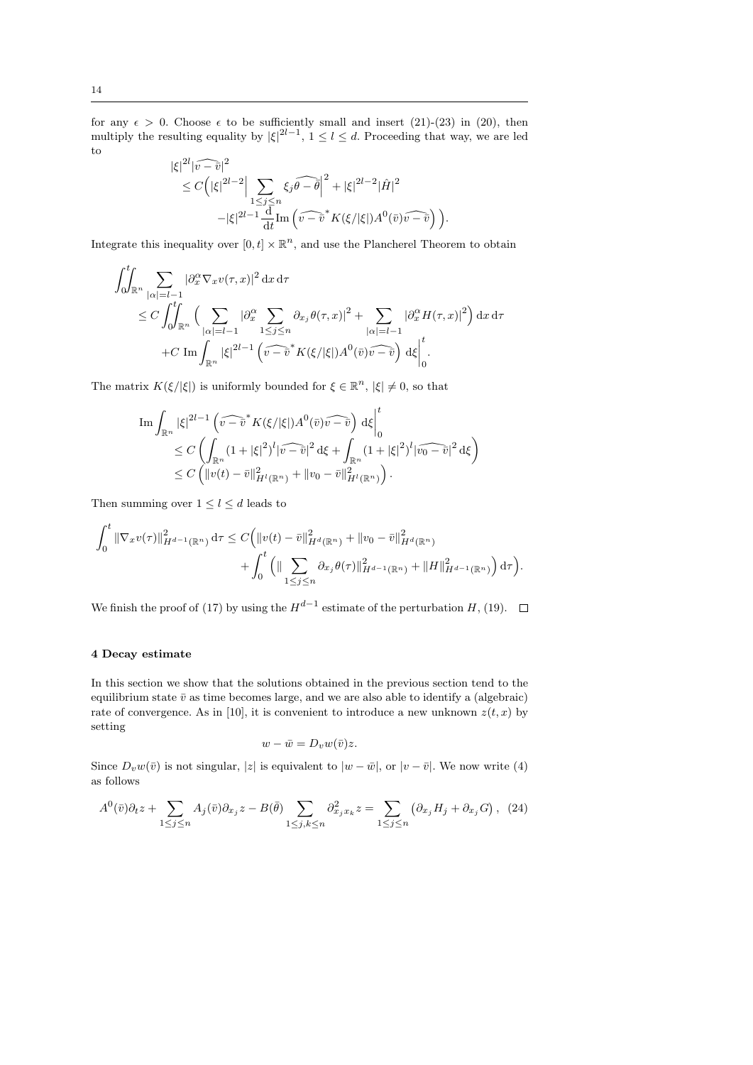for any $\epsilon > 0$. Choose $\epsilon$ to be sufficiently small and insert (21)-(23) in (20), then multiply the resulting equality by $|\xi|^{2l-1}$, $1 \leq l \leq d$. Proceeding that way, we are led to

$$
\begin{aligned}
&|\xi|^{2l}|\widehat{v-\bar{v}}|^2 \\
&\leq C\Big(|\xi|^{2l-2}\Big|\sum_{1\leq j\leq n}\xi_j\widehat{\theta-\bar{\theta}}\Big|^2 + |\xi|^{2l-2}|\hat{H}|^2 \\
&\qquad -|\xi|^{2l-1}\frac{\mathrm{d}}{\mathrm{d}t}\mathrm{Im}\left(\widehat{v-\bar{v}}^* K(\xi/|\xi|)A^0(\bar{v})\widehat{v-\bar{v}}\right)\Big).
\end{aligned}
$$

Integrate this inequality over $[0,t]\times\mathbb{R}^n$, and use the Plancherel Theorem to obtain

$$
\begin{aligned}
&\int_0^t\!\!\int_{\mathbb{R}^n}\sum_{|\alpha|=l-1}|\partial_x^\alpha\nabla_x v(\tau,x)|^2\,\mathrm{d}x\,\mathrm{d}\tau \\
&\leq C\int_0^t\!\!\int_{\mathbb{R}^n}\Big(\sum_{|\alpha|=l-1}|\partial_x^\alpha\sum_{1\leq j\leq n}\partial_{x_j}\theta(\tau,x)|^2 + \sum_{|\alpha|=l-1}|\partial_x^\alpha H(\tau,x)|^2\Big)\,\mathrm{d}x\,\mathrm{d}\tau \\
&\quad + C\;\mathrm{Im}\int_{\mathbb{R}^n}|\xi|^{2l-1}\left(\widehat{v-\bar{v}}^* K(\xi/|\xi|)A^0(\bar{v})\widehat{v-\bar{v}}\right)\,\mathrm{d}\xi\Big|_0^t.
\end{aligned}
$$

The matrix $K(\xi/|\xi|)$ is uniformly bounded for $\xi \in \mathbb{R}^n$, $|\xi| \neq 0$, so that

$$
\begin{aligned}
&\mathrm{Im}\int_{\mathbb{R}^n}|\xi|^{2l-1}\left(\widehat{v-\bar{v}}^* K(\xi/|\xi|)A^0(\bar{v})\widehat{v-\bar{v}}\right)\,\mathrm{d}\xi\Big|_0^t \\
&\leq C\left(\int_{\mathbb{R}^n}(1+|\xi|^2)^l|\widehat{v-\bar{v}}|^2\,\mathrm{d}\xi + \int_{\mathbb{R}^n}(1+|\xi|^2)^l|\widehat{v_0-\bar{v}}|^2\,\mathrm{d}\xi\right) \\
&\leq C\left(\|v(t)-\bar{v}\|^2_{H^l(\mathbb{R}^n)} + \|v_0-\bar{v}\|^2_{H^l(\mathbb{R}^n)}\right).
\end{aligned}
$$

Then summing over $1 \leq l \leq d$ leads to

$$
\begin{aligned}
\int_0^t\|\nabla_x v(\tau)\|^2_{H^{d-1}(\mathbb{R}^n)}\,\mathrm{d}\tau \leq C\Big(&\|v(t)-\bar{v}\|^2_{H^d(\mathbb{R}^n)} + \|v_0-\bar{v}\|^2_{H^d(\mathbb{R}^n)} \\
&+\int_0^t\Big(\|\sum_{1\leq j\leq n}\partial_{x_j}\theta(\tau)\|^2_{H^{d-1}(\mathbb{R}^n)} + \|H\|^2_{H^{d-1}(\mathbb{R}^n)}\Big)\,\mathrm{d}\tau\Big).
\end{aligned}
$$

We finish the proof of (17) by using the $H^{d-1}$ estimate of the perturbation $H$, (19). $\square$

## 4 Decay estimate

In this section we show that the solutions obtained in the previous section tend to the equilibrium state $\bar{v}$ as time becomes large, and we are also able to identify a (algebraic) rate of convergence. As in [10], it is convenient to introduce a new unknown $z(t,x)$ by setting

$$
w - \bar{w} = D_v w(\bar{v})z.
$$

Since $D_v w(\bar{v})$ is not singular, $|z|$ is equivalent to $|w-\bar{w}|$, or $|v-\bar{v}|$. We now write (4) as follows

$$
A^0(\bar{v})\partial_t z + \sum_{1\leq j\leq n}A_j(\bar{v})\partial_{x_j}z - B(\bar{\theta})\sum_{1\leq j,k\leq n}\partial^2_{x_j x_k}z = \sum_{1\leq j\leq n}\left(\partial_{x_j}H_j + \partial_{x_j}G\right), \quad (24)
$$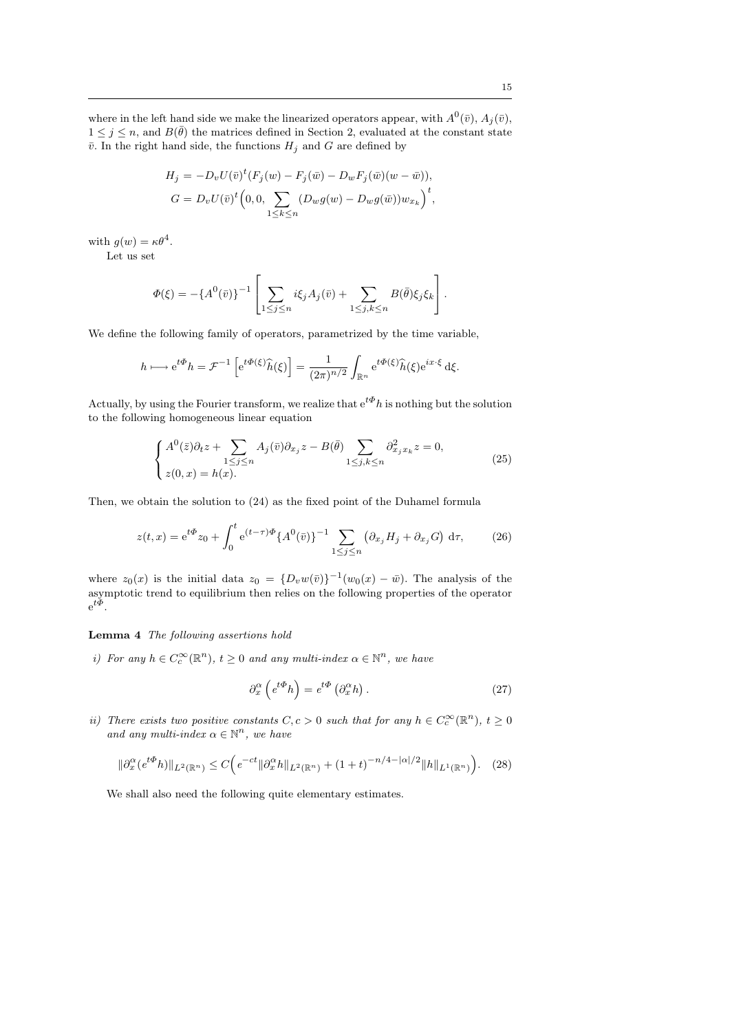where in the left hand side we make the linearized operators appear, with $A^0(\bar{v})$, $A_j(\bar{v})$, $1 \leq j \leq n$, and $B(\bar{\theta})$ the matrices defined in Section 2, evaluated at the constant state $\bar{v}$. In the right hand side, the functions $H_j$ and $G$ are defined by

$$H_j = -D_v U(\bar{v})^t (F_j(w) - F_j(\bar{w}) - D_w F_j(\bar{w})(w - \bar{w})),$$
$$G = D_v U(\bar{v})^t \Big(0, 0, \sum_{1 \leq k \leq n} (D_w g(w) - D_w g(\bar{w})) w_{x_k}\Big)^t,$$

with $g(w) = \kappa\theta^4$.

Let us set

$$\Phi(\xi) = -\{A^0(\bar{v})\}^{-1} \left[ \sum_{1 \leq j \leq n} i\xi_j A_j(\bar{v}) + \sum_{1 \leq j,k \leq n} B(\bar{\theta})\xi_j \xi_k \right].$$

We define the following family of operators, parametrized by the time variable,

$$h \longmapsto \mathrm{e}^{t\Phi} h = \mathcal{F}^{-1}\left[\mathrm{e}^{t\Phi(\xi)}\widehat{h}(\xi)\right] = \frac{1}{(2\pi)^{n/2}} \int_{\mathbb{R}^n} \mathrm{e}^{t\Phi(\xi)}\widehat{h}(\xi)\mathrm{e}^{ix\cdot\xi}\,\mathrm{d}\xi.$$

Actually, by using the Fourier transform, we realize that $\mathrm{e}^{t\Phi}h$ is nothing but the solution to the following homogeneous linear equation

$$\begin{cases} A^0(\bar{z})\partial_t z + \displaystyle\sum_{1 \leq j \leq n} A_j(\bar{v})\partial_{x_j} z - B(\bar{\theta}) \sum_{1 \leq j,k \leq n} \partial^2_{x_j x_k} z = 0, \\ z(0, x) = h(x). \end{cases} \tag{25}$$

Then, we obtain the solution to (24) as the fixed point of the Duhamel formula

$$z(t, x) = \mathrm{e}^{t\Phi} z_0 + \int_0^t \mathrm{e}^{(t-\tau)\Phi} \{A^0(\bar{v})\}^{-1} \sum_{1 \leq j \leq n} \left(\partial_{x_j} H_j + \partial_{x_j} G\right)\,\mathrm{d}\tau, \tag{26}$$

where $z_0(x)$ is the initial data $z_0 = \{D_v w(\bar{v})\}^{-1}(w_0(x) - \bar{w})$. The analysis of the asymptotic trend to equilibrium then relies on the following properties of the operator $\mathrm{e}^{t\Phi}$.

**Lemma 4** *The following assertions hold*

*i) For any $h \in C_c^\infty(\mathbb{R}^n)$, $t \geq 0$ and any multi-index $\alpha \in \mathbb{N}^n$, we have*

$$\partial_x^\alpha \left(e^{t\Phi} h\right) = e^{t\Phi}\left(\partial_x^\alpha h\right). \tag{27}$$

*ii) There exists two positive constants $C, c > 0$ such that for any $h \in C_c^\infty(\mathbb{R}^n)$, $t \geq 0$ and any multi-index $\alpha \in \mathbb{N}^n$, we have*

$$\|\partial_x^\alpha (e^{t\Phi} h)\|_{L^2(\mathbb{R}^n)} \leq C\Big( e^{-ct}\|\partial_x^\alpha h\|_{L^2(\mathbb{R}^n)} + (1+t)^{-n/4-|\alpha|/2}\|h\|_{L^1(\mathbb{R}^n)}\Big). \tag{28}$$

We shall also need the following quite elementary estimates.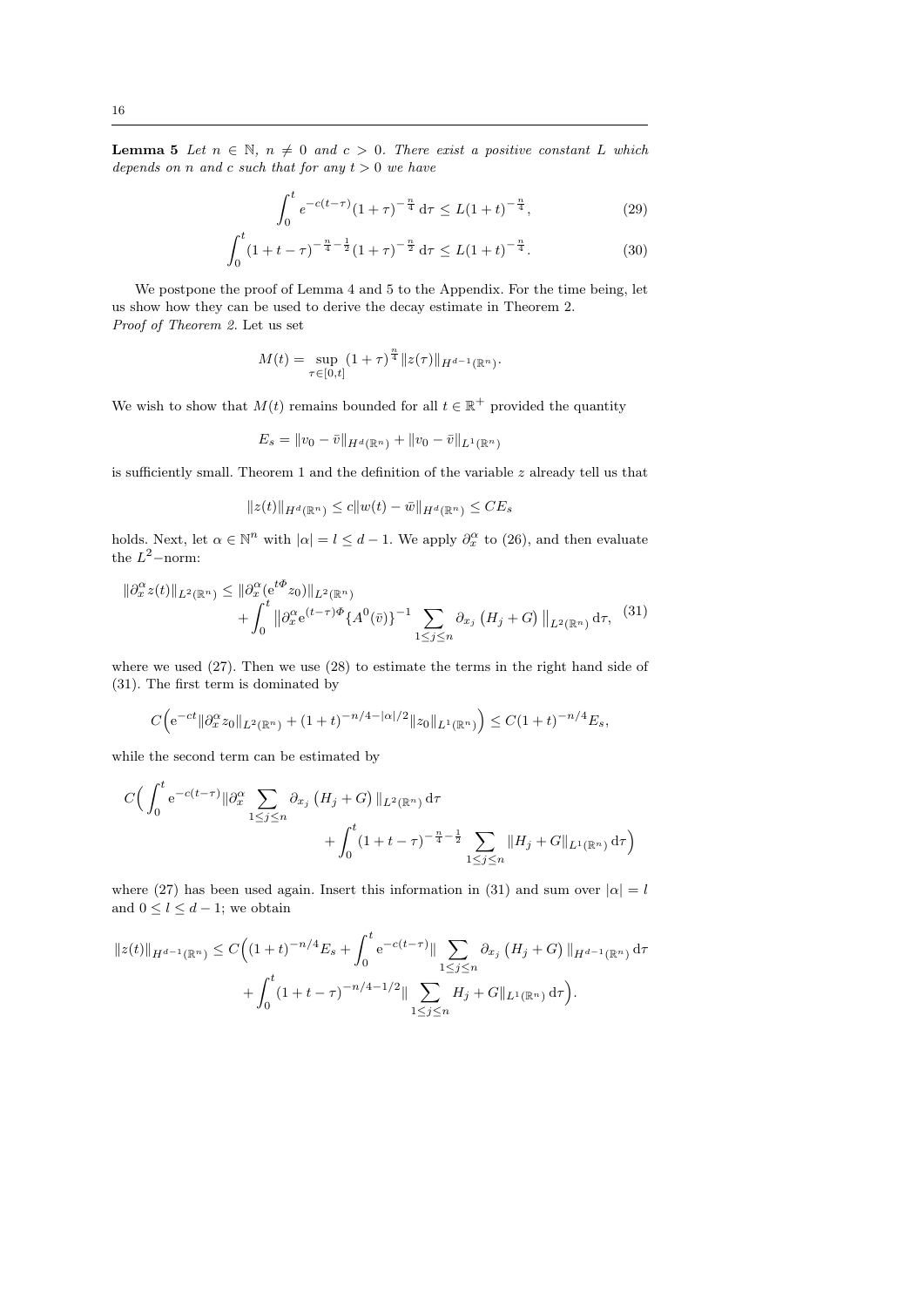**Lemma 5** *Let $n \in \mathbb{N}$, $n \neq 0$ and $c > 0$. There exist a positive constant $L$ which depends on $n$ and $c$ such that for any $t > 0$ we have*

$$\int_0^t e^{-c(t-\tau)}(1+\tau)^{-\frac{n}{4}}\,\mathrm{d}\tau \leq L(1+t)^{-\frac{n}{4}}, \tag{29}$$

$$\int_0^t (1+t-\tau)^{-\frac{n}{4}-\frac{1}{2}}(1+\tau)^{-\frac{n}{2}}\,\mathrm{d}\tau \leq L(1+t)^{-\frac{n}{4}}. \tag{30}$$

We postpone the proof of Lemma 4 and 5 to the Appendix. For the time being, let us show how they can be used to derive the decay estimate in Theorem 2.

*Proof of Theorem 2.* Let us set

$$M(t) = \sup_{\tau\in[0,t]} (1+\tau)^{\frac{n}{4}} \|z(\tau)\|_{H^{d-1}(\mathbb{R}^n)}.$$

We wish to show that $M(t)$ remains bounded for all $t \in \mathbb{R}^+$ provided the quantity

$$E_s = \|v_0 - \bar{v}\|_{H^d(\mathbb{R}^n)} + \|v_0 - \bar{v}\|_{L^1(\mathbb{R}^n)}$$

is sufficiently small. Theorem 1 and the definition of the variable $z$ already tell us that

$$\|z(t)\|_{H^d(\mathbb{R}^n)} \leq c\|w(t) - \bar{w}\|_{H^d(\mathbb{R}^n)} \leq CE_s$$

holds. Next, let $\alpha \in \mathbb{N}^n$ with $|\alpha| = l \leq d-1$. We apply $\partial_x^\alpha$ to (26), and then evaluate the $L^2$−norm:

$$\begin{aligned}\|\partial_x^\alpha z(t)\|_{L^2(\mathbb{R}^n)} \leq \|\partial_x^\alpha(\mathrm{e}^{t\Phi}z_0)\|_{L^2(\mathbb{R}^n)} &\\ + \int_0^t \big\|\partial_x^\alpha \mathrm{e}^{(t-\tau)\Phi}\{A^0(\bar{v})\}^{-1}\sum_{1\leq j\leq n}\partial_{x_j}\left(H_j+G\right)\big\|_{L^2(\mathbb{R}^n)}\,\mathrm{d}\tau,&\end{aligned} \tag{31}$$

where we used (27). Then we use (28) to estimate the terms in the right hand side of (31). The first term is dominated by

$$C\Big(\mathrm{e}^{-ct}\|\partial_x^\alpha z_0\|_{L^2(\mathbb{R}^n)} + (1+t)^{-n/4-|\alpha|/2}\|z_0\|_{L^1(\mathbb{R}^n)}\Big) \leq C(1+t)^{-n/4}E_s,$$

while the second term can be estimated by

$$C\Big(\int_0^t \mathrm{e}^{-c(t-\tau)}\|\partial_x^\alpha \sum_{1\leq j\leq n}\partial_{x_j}\left(H_j+G\right)\|_{L^2(\mathbb{R}^n)}\,\mathrm{d}\tau + \int_0^t (1+t-\tau)^{-\frac{n}{4}-\frac{1}{2}}\sum_{1\leq j\leq n}\|H_j+G\|_{L^1(\mathbb{R}^n)}\,\mathrm{d}\tau\Big)$$

where (27) has been used again. Insert this information in (31) and sum over $|\alpha| = l$ and $0 \leq l \leq d-1$; we obtain

$$\begin{aligned}\|z(t)\|_{H^{d-1}(\mathbb{R}^n)} \leq C\Big((1+t)^{-n/4}E_s + \int_0^t \mathrm{e}^{-c(t-\tau)}\|\sum_{1\leq j\leq n}\partial_{x_j}\left(H_j+G\right)\|_{H^{d-1}(\mathbb{R}^n)}\,\mathrm{d}\tau&\\ + \int_0^t (1+t-\tau)^{-n/4-1/2}\|\sum_{1\leq j\leq n}H_j+G\|_{L^1(\mathbb{R}^n)}\,\mathrm{d}\tau\Big).&\end{aligned}$$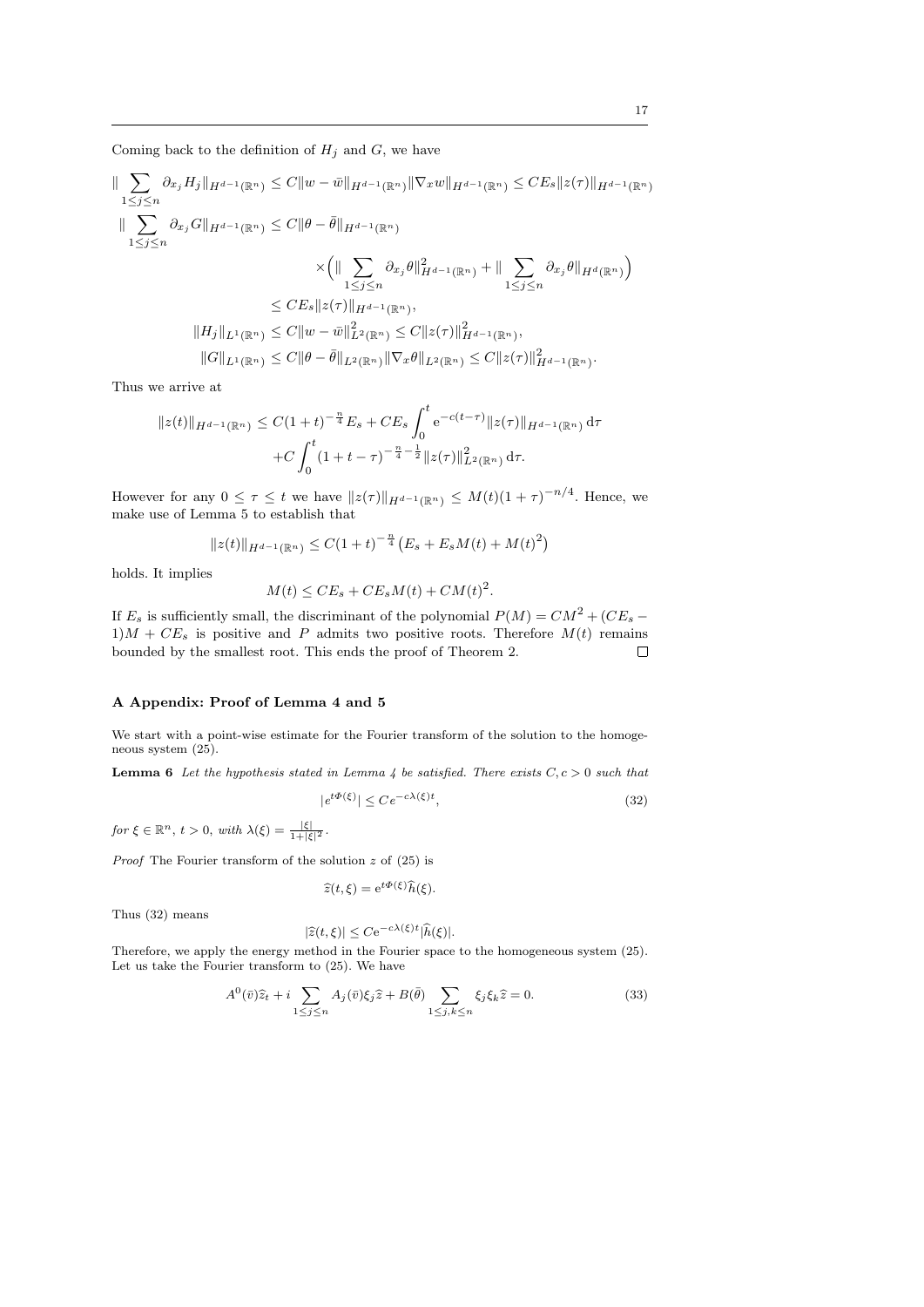Coming back to the definition of $H_j$ and $G$, we have

$$
\begin{aligned}
\| \sum_{1\leq j\leq n} \partial_{x_j} H_j \|_{H^{d-1}(\mathbb{R}^n)} &\leq C\|w-\bar{w}\|_{H^{d-1}(\mathbb{R}^n)}\|\nabla_x w\|_{H^{d-1}(\mathbb{R}^n)} \leq CE_s\|z(\tau)\|_{H^{d-1}(\mathbb{R}^n)} \\
\| \sum_{1\leq j\leq n} \partial_{x_j} G \|_{H^{d-1}(\mathbb{R}^n)} &\leq C\|\theta-\bar{\theta}\|_{H^{d-1}(\mathbb{R}^n)} \\
&\quad \times \Big( \| \sum_{1\leq j\leq n} \partial_{x_j}\theta\|^2_{H^{d-1}(\mathbb{R}^n)} + \| \sum_{1\leq j\leq n} \partial_{x_j}\theta\|_{H^{d}(\mathbb{R}^n)} \Big) \\
&\leq CE_s\|z(\tau)\|_{H^{d-1}(\mathbb{R}^n)}, \\
\|H_j\|_{L^1(\mathbb{R}^n)} &\leq C\|w-\bar{w}\|^2_{L^2(\mathbb{R}^n)} \leq C\|z(\tau)\|^2_{H^{d-1}(\mathbb{R}^n)}, \\
\|G\|_{L^1(\mathbb{R}^n)} &\leq C\|\theta-\bar{\theta}\|_{L^2(\mathbb{R}^n)}\|\nabla_x\theta\|_{L^2(\mathbb{R}^n)} \leq C\|z(\tau)\|^2_{H^{d-1}(\mathbb{R}^n)}.
\end{aligned}
$$

Thus we arrive at

$$
\begin{aligned}
\|z(t)\|_{H^{d-1}(\mathbb{R}^n)} \leq C(1+t)^{-\frac{n}{4}}E_s &+ CE_s\int_0^t \mathrm{e}^{-c(t-\tau)}\|z(\tau)\|_{H^{d-1}(\mathbb{R}^n)}\,\mathrm{d}\tau \\
&+ C\int_0^t (1+t-\tau)^{-\frac{n}{4}-\frac{1}{2}}\|z(\tau)\|^2_{L^2(\mathbb{R}^n)}\,\mathrm{d}\tau.
\end{aligned}
$$

However for any $0 \leq \tau \leq t$ we have $\|z(\tau)\|_{H^{d-1}(\mathbb{R}^n)} \leq M(t)(1+\tau)^{-n/4}$. Hence, we make use of Lemma 5 to establish that

$$
\|z(t)\|_{H^{d-1}(\mathbb{R}^n)} \leq C(1+t)^{-\frac{n}{4}}\left(E_s + E_sM(t) + M(t)^2\right)
$$

holds. It implies

$$
M(t) \leq CE_s + CE_sM(t) + CM(t)^2.
$$

If $E_s$ is sufficiently small, the discriminant of the polynomial $P(M) = CM^2 + (CE_s - 1)M + CE_s$ is positive and $P$ admits two positive roots. Therefore $M(t)$ remains bounded by the smallest root. This ends the proof of Theorem 2. □

## A Appendix: Proof of Lemma 4 and 5

We start with a point-wise estimate for the Fourier transform of the solution to the homogeneous system (25).

**Lemma 6** *Let the hypothesis stated in Lemma 4 be satisfied. There exists $C, c > 0$ such that*

$$
|e^{t\Phi(\xi)}| \leq Ce^{-c\lambda(\xi)t}, \tag{32}
$$

*for $\xi \in \mathbb{R}^n$, $t > 0$, with $\lambda(\xi) = \frac{|\xi|}{1+|\xi|^2}$.*

*Proof* The Fourier transform of the solution $z$ of (25) is

$$
\widehat{z}(t,\xi) = \mathrm{e}^{t\Phi(\xi)}\widehat{h}(\xi).
$$

Thus (32) means

$$
|\widehat{z}(t,\xi)| \leq C\mathrm{e}^{-c\lambda(\xi)t}|\widehat{h}(\xi)|.
$$

Therefore, we apply the energy method in the Fourier space to the homogeneous system (25). Let us take the Fourier transform to (25). We have

$$
A^0(\bar{v})\widehat{z}_t + i\sum_{1\leq j\leq n} A_j(\bar{v})\xi_j\widehat{z} + B(\bar{\theta})\sum_{1\leq j,k\leq n}\xi_j\xi_k\widehat{z} = 0. \tag{33}
$$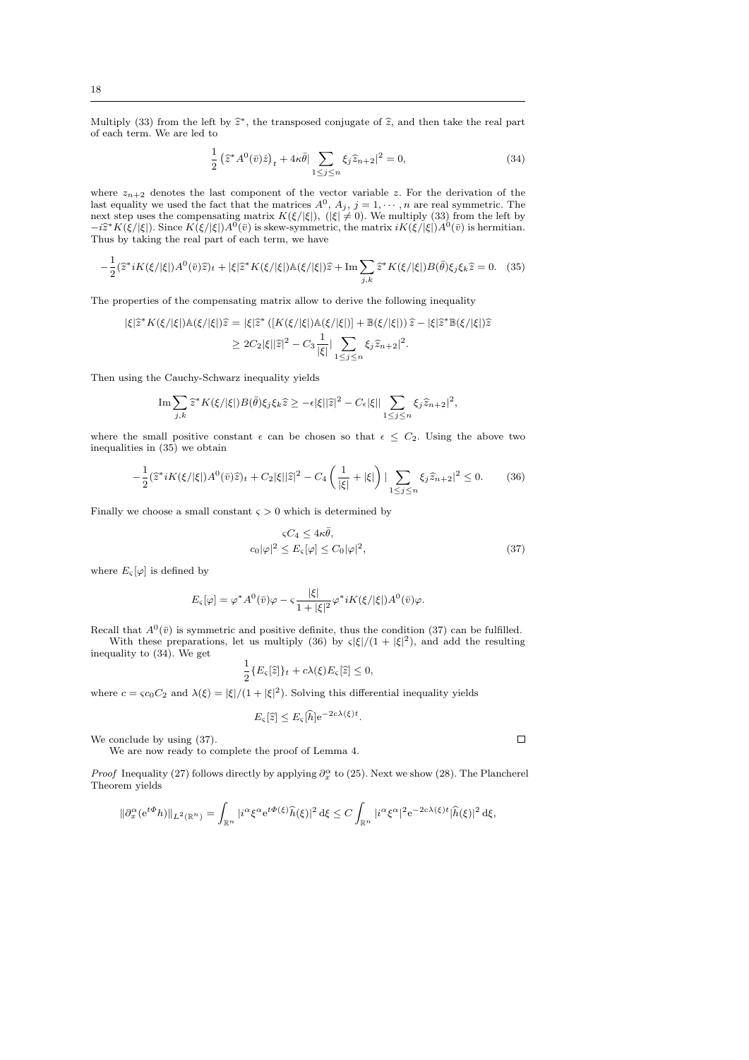Multiply (33) from the left by $\widehat{z}^*$, the transposed conjugate of $\widehat{z}$, and then take the real part of each term. We are led to

$$\frac{1}{2}\left(\widehat{z}^* A^0(\bar{v})\hat{z}\right)_t + 4\kappa\bar{\theta}|\sum_{1\le j\le n}\xi_j\widehat{z}_{n+2}|^2 = 0, \tag{34}$$

where $z_{n+2}$ denotes the last component of the vector variable $z$. For the derivation of the last equality we used the fact that the matrices $A^0$, $A_j$, $j=1,\cdots,n$ are real symmetric. The next step uses the compensating matrix $K(\xi/|\xi|)$, ($|\xi|\neq 0$). We multiply (33) from the left by $-i\widehat{z}^* K(\xi/|\xi|)$. Since $K(\xi/|\xi|)A^0(\bar{v})$ is skew-symmetric, the matrix $iK(\xi/|\xi|)A^0(\bar{v})$ is hermitian. Thus by taking the real part of each term, we have

$$-\frac{1}{2}(\widehat{z}^* iK(\xi/|\xi|)A^0(\bar{v})\widehat{z})_t + |\xi|\widehat{z}^* K(\xi/|\xi|)\mathbb{A}(\xi/|\xi|)\widehat{z} + \mathrm{Im}\sum_{j,k}\widehat{z}^* K(\xi/|\xi|)B(\bar{\theta})\xi_j\xi_k\widehat{z} = 0. \tag{35}$$

The properties of the compensating matrix allow to derive the following inequality

$$\begin{aligned}|\xi|\widehat{z}^* K(\xi/|\xi|)\mathbb{A}(\xi/|\xi|)\widehat{z} &= |\xi|\widehat{z}^*\left([K(\xi/|\xi|)\mathbb{A}(\xi/|\xi|)] + \mathbb{B}(\xi/|\xi|)\right)\widehat{z} - |\xi|\widehat{z}^*\mathbb{B}(\xi/|\xi|)\widehat{z}\\ &\ge 2C_2|\xi||\widehat{z}|^2 - C_3\frac{1}{|\xi|}|\sum_{1\le j\le n}\xi_j\widehat{z}_{n+2}|^2.\end{aligned}$$

Then using the Cauchy-Schwarz inequality yields

$$\mathrm{Im}\sum_{j,k}\widehat{z}^* K(\xi/|\xi|)B(\bar{\theta})\xi_j\xi_k\widehat{z} \ge -\epsilon|\xi||\widehat{z}|^2 - C_\epsilon|\xi||\sum_{1\le j\le n}\xi_j\widehat{z}_{n+2}|^2,$$

where the small positive constant $\epsilon$ can be chosen so that $\epsilon \le C_2$. Using the above two inequalities in (35) we obtain

$$-\frac{1}{2}(\widehat{z}^* iK(\xi/|\xi|)A^0(\bar{v})\widehat{z})_t + C_2|\xi||\widehat{z}|^2 - C_4\left(\frac{1}{|\xi|} + |\xi|\right)|\sum_{1\le j\le n}\xi_j\widehat{z}_{n+2}|^2 \le 0. \tag{36}$$

Finally we choose a small constant $\varsigma > 0$ which is determined by

$$\begin{aligned}\varsigma C_4 &\le 4\kappa\bar{\theta},\\ c_0|\varphi|^2 &\le E_\varsigma[\varphi] \le C_0|\varphi|^2,\end{aligned} \tag{37}$$

where $E_\varsigma[\varphi]$ is defined by

$$E_\varsigma[\varphi] = \varphi^* A^0(\bar{v})\varphi - \varsigma\frac{|\xi|}{1+|\xi|^2}\varphi^* iK(\xi/|\xi|)A^0(\bar{v})\varphi.$$

Recall that $A^0(\bar{v})$ is symmetric and positive definite, thus the condition (37) can be fulfilled.

With these preparations, let us multiply (36) by $\varsigma|\xi|/(1+|\xi|^2)$, and add the resulting inequality to (34). We get

$$\frac{1}{2}\{E_\varsigma[\widehat{z}]\}_t + c\lambda(\xi)E_\varsigma[\widehat{z}] \le 0,$$

where $c = \varsigma c_0 C_2$ and $\lambda(\xi) = |\xi|/(1+|\xi|^2)$. Solving this differential inequality yields

$$E_\varsigma[\widehat{z}] \le E_\varsigma[\widehat{h}]\mathrm{e}^{-2c\lambda(\xi)t}.$$

We conclude by using (37). $\square$

We are now ready to complete the proof of Lemma 4.

*Proof* Inequality (27) follows directly by applying $\partial_x^\alpha$ to (25). Next we show (28). The Plancherel Theorem yields

$$\|\partial_x^\alpha(\mathrm{e}^{t\Phi}h)\|_{L^2(\mathbb{R}^n)} = \int_{\mathbb{R}^n}|i^\alpha\xi^\alpha\mathrm{e}^{t\Phi(\xi)}\widehat{h}(\xi)|^2\,\mathrm{d}\xi \le C\int_{\mathbb{R}^n}|i^\alpha\xi^\alpha|^2\mathrm{e}^{-2c\lambda(\xi)t}|\widehat{h}(\xi)|^2\,\mathrm{d}\xi,$$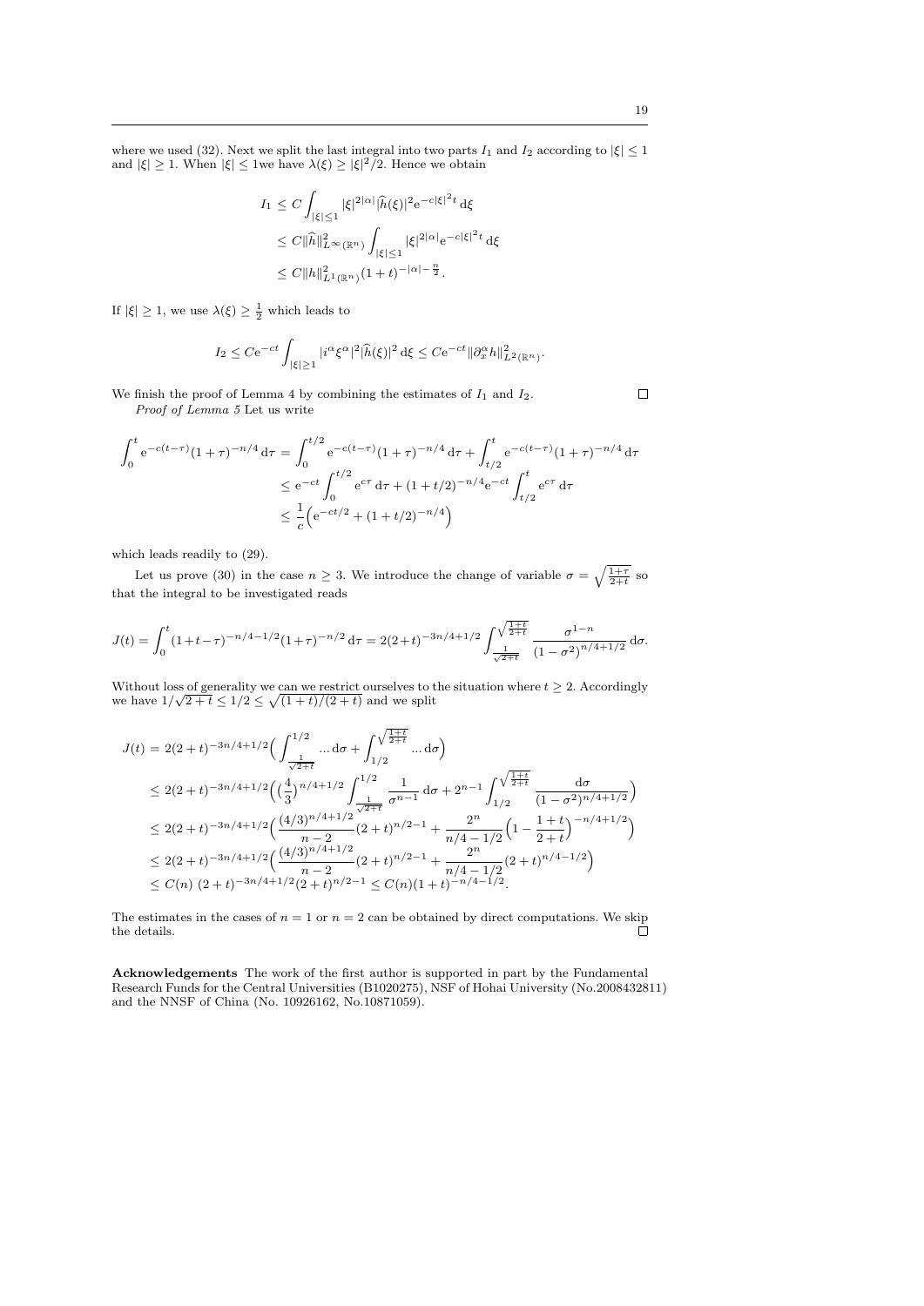where we used (32). Next we split the last integral into two parts $I_1$ and $I_2$ according to $|\xi| \le 1$ and $|\xi| \ge 1$. When $|\xi| \le 1$we have $\lambda(\xi) \ge |\xi|^2/2$. Hence we obtain

$$
\begin{aligned}
I_1 &\le C \int_{|\xi|\le 1} |\xi|^{2|\alpha|} |\widehat{h}(\xi)|^2 \mathrm{e}^{-c|\xi|^2 t}\, \mathrm{d}\xi \\
&\le C \|\widehat{h}\|^2_{L^\infty(\mathbb{R}^n)} \int_{|\xi|\le 1} |\xi|^{2|\alpha|} \mathrm{e}^{-c|\xi|^2 t}\, \mathrm{d}\xi \\
&\le C \|h\|^2_{L^1(\mathbb{R}^n)} (1+t)^{-|\alpha| - \frac{n}{2}}.
\end{aligned}
$$

If $|\xi| \ge 1$, we use $\lambda(\xi) \ge \frac{1}{2}$ which leads to

$$
I_2 \le C \mathrm{e}^{-ct} \int_{|\xi|\ge 1} |i^\alpha \xi^\alpha|^2 |\widehat{h}(\xi)|^2 \, \mathrm{d}\xi \le C \mathrm{e}^{-ct} \|\partial_x^\alpha h\|^2_{L^2(\mathbb{R}^n)}.
$$

We finish the proof of Lemma 4 by combining the estimates of $I_1$ and $I_2$. □

*Proof of Lemma 5* Let us write

$$
\begin{aligned}
\int_0^t \mathrm{e}^{-c(t-\tau)} (1+\tau)^{-n/4}\, \mathrm{d}\tau &= \int_0^{t/2} \mathrm{e}^{-c(t-\tau)} (1+\tau)^{-n/4}\, \mathrm{d}\tau + \int_{t/2}^t \mathrm{e}^{-c(t-\tau)} (1+\tau)^{-n/4}\, \mathrm{d}\tau \\
&\le \mathrm{e}^{-ct} \int_0^{t/2} \mathrm{e}^{c\tau}\, \mathrm{d}\tau + (1+t/2)^{-n/4} \mathrm{e}^{-ct} \int_{t/2}^t \mathrm{e}^{c\tau}\, \mathrm{d}\tau \\
&\le \frac{1}{c} \Big( \mathrm{e}^{-ct/2} + (1+t/2)^{-n/4} \Big)
\end{aligned}
$$

which leads readily to (29).

Let us prove (30) in the case $n \ge 3$. We introduce the change of variable $\sigma = \sqrt{\frac{1+\tau}{2+t}}$ so that the integral to be investigated reads

$$
J(t) = \int_0^t (1+t-\tau)^{-n/4-1/2} (1+\tau)^{-n/2}\, \mathrm{d}\tau = 2(2+t)^{-3n/4+1/2} \int_{\frac{1}{\sqrt{2+t}}}^{\sqrt{\frac{1+t}{2+t}}} \frac{\sigma^{1-n}}{(1-\sigma^2)^{n/4+1/2}}\, \mathrm{d}\sigma.
$$

Without loss of generality we can we restrict ourselves to the situation where $t \ge 2$. Accordingly we have $1/\sqrt{2+t} \le 1/2 \le \sqrt{(1+t)/(2+t)}$ and we split

$$
\begin{aligned}
J(t) &= 2(2+t)^{-3n/4+1/2} \Big( \int_{\frac{1}{\sqrt{2+t}}}^{1/2} \dots \mathrm{d}\sigma + \int_{1/2}^{\sqrt{\frac{1+t}{2+t}}} \dots \mathrm{d}\sigma \Big) \\
&\le 2(2+t)^{-3n/4+1/2} \Big( \big(\frac{4}{3}\big)^{n/4+1/2} \int_{\frac{1}{\sqrt{2+t}}}^{1/2} \frac{1}{\sigma^{n-1}}\, \mathrm{d}\sigma + 2^{n-1} \int_{1/2}^{\sqrt{\frac{1+t}{2+t}}} \frac{\mathrm{d}\sigma}{(1-\sigma^2)^{n/4+1/2}} \Big) \\
&\le 2(2+t)^{-3n/4+1/2} \Big( \frac{(4/3)^{n/4+1/2}}{n-2} (2+t)^{n/2-1} + \frac{2^n}{n/4-1/2} \Big( 1 - \frac{1+t}{2+t} \Big)^{-n/4+1/2} \Big) \\
&\le 2(2+t)^{-3n/4+1/2} \Big( \frac{(4/3)^{n/4+1/2}}{n-2} (2+t)^{n/2-1} + \frac{2^n}{n/4-1/2} (2+t)^{n/4-1/2} \Big) \\
&\le C(n)\ (2+t)^{-3n/4+1/2} (2+t)^{n/2-1} \le C(n) (1+t)^{-n/4-1/2}.
\end{aligned}
$$

The estimates in the cases of $n = 1$ or $n = 2$ can be obtained by direct computations. We skip the details. □

**Acknowledgements** The work of the first author is supported in part by the Fundamental Research Funds for the Central Universities (B1020275), NSF of Hohai University (No.2008432811) and the NNSF of China (No. 10926162, No.10871059).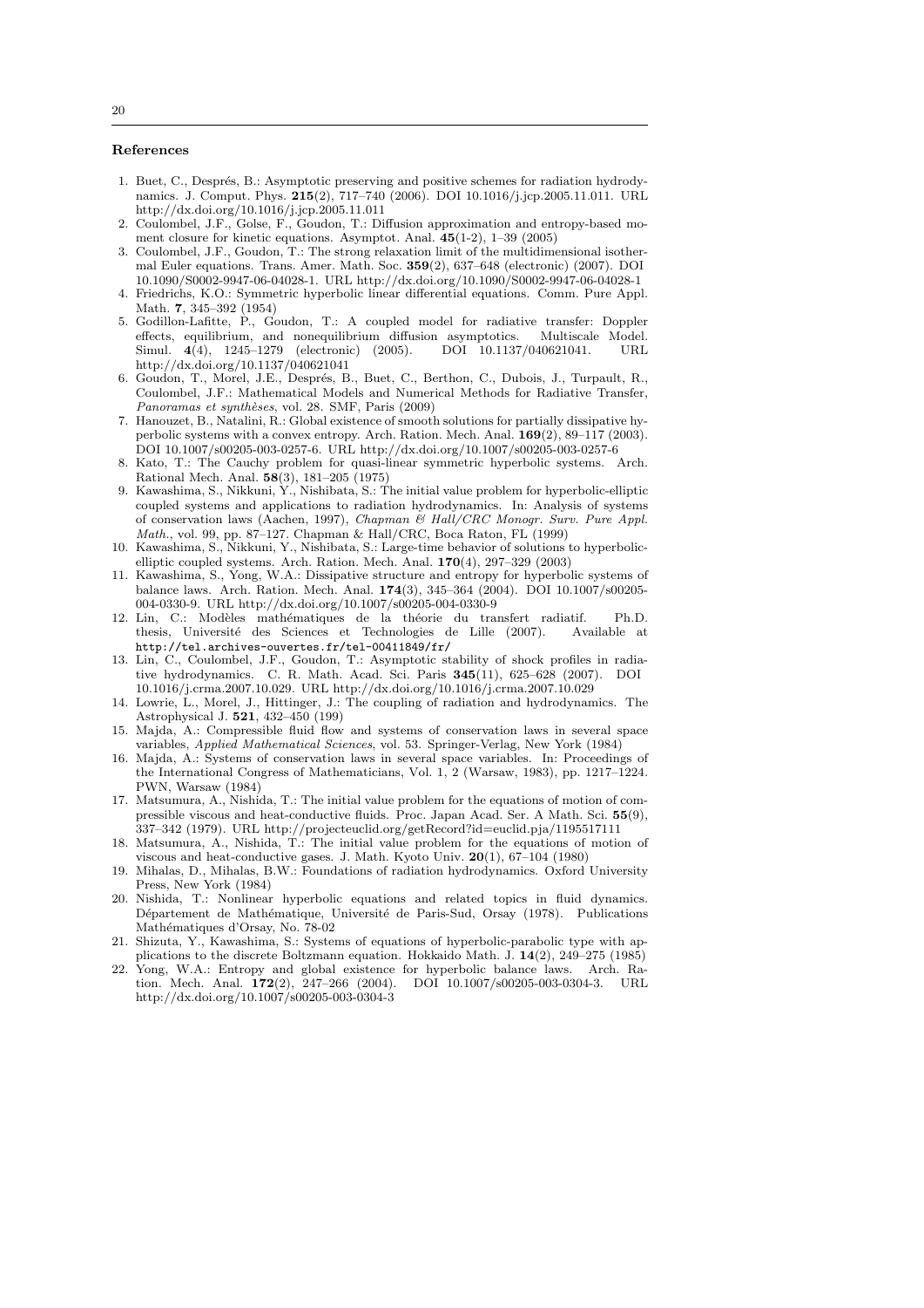## References

1. Buet, C., Després, B.: Asymptotic preserving and positive schemes for radiation hydrodynamics. J. Comput. Phys. **215**(2), 717–740 (2006). DOI 10.1016/j.jcp.2005.11.011. URL http://dx.doi.org/10.1016/j.jcp.2005.11.011
2. Coulombel, J.F., Golse, F., Goudon, T.: Diffusion approximation and entropy-based moment closure for kinetic equations. Asymptot. Anal. **45**(1-2), 1–39 (2005)
3. Coulombel, J.F., Goudon, T.: The strong relaxation limit of the multidimensional isothermal Euler equations. Trans. Amer. Math. Soc. **359**(2), 637–648 (electronic) (2007). DOI 10.1090/S0002-9947-06-04028-1. URL http://dx.doi.org/10.1090/S0002-9947-06-04028-1
4. Friedrichs, K.O.: Symmetric hyperbolic linear differential equations. Comm. Pure Appl. Math. **7**, 345–392 (1954)
5. Godillon-Lafitte, P., Goudon, T.: A coupled model for radiative transfer: Doppler effects, equilibrium, and nonequilibrium diffusion asymptotics. Multiscale Model. Simul. **4**(4), 1245–1279 (electronic) (2005). DOI 10.1137/040621041. URL http://dx.doi.org/10.1137/040621041
6. Goudon, T., Morel, J.E., Després, B., Buet, C., Berthon, C., Dubois, J., Turpault, R., Coulombel, J.F.: Mathematical Models and Numerical Methods for Radiative Transfer, *Panoramas et synthèses*, vol. 28. SMF, Paris (2009)
7. Hanouzet, B., Natalini, R.: Global existence of smooth solutions for partially dissipative hyperbolic systems with a convex entropy. Arch. Ration. Mech. Anal. **169**(2), 89–117 (2003). DOI 10.1007/s00205-003-0257-6. URL http://dx.doi.org/10.1007/s00205-003-0257-6
8. Kato, T.: The Cauchy problem for quasi-linear symmetric hyperbolic systems. Arch. Rational Mech. Anal. **58**(3), 181–205 (1975)
9. Kawashima, S., Nikkuni, Y., Nishibata, S.: The initial value problem for hyperbolic-elliptic coupled systems and applications to radiation hydrodynamics. In: Analysis of systems of conservation laws (Aachen, 1997), *Chapman & Hall/CRC Monogr. Surv. Pure Appl. Math.*, vol. 99, pp. 87–127. Chapman & Hall/CRC, Boca Raton, FL (1999)
10. Kawashima, S., Nikkuni, Y., Nishibata, S.: Large-time behavior of solutions to hyperbolic-elliptic coupled systems. Arch. Ration. Mech. Anal. **170**(4), 297–329 (2003)
11. Kawashima, S., Yong, W.A.: Dissipative structure and entropy for hyperbolic systems of balance laws. Arch. Ration. Mech. Anal. **174**(3), 345–364 (2004). DOI 10.1007/s00205-004-0330-9. URL http://dx.doi.org/10.1007/s00205-004-0330-9
12. Lin, C.: Modèles mathématiques de la théorie du transfert radiatif. Ph.D. thesis, Université des Sciences et Technologies de Lille (2007). Available at `http://tel.archives-ouvertes.fr/tel-00411849/fr/`
13. Lin, C., Coulombel, J.F., Goudon, T.: Asymptotic stability of shock profiles in radiative hydrodynamics. C. R. Math. Acad. Sci. Paris **345**(11), 625–628 (2007). DOI 10.1016/j.crma.2007.10.029. URL http://dx.doi.org/10.1016/j.crma.2007.10.029
14. Lowrie, L., Morel, J., Hittinger, J.: The coupling of radiation and hydrodynamics. The Astrophysical J. **521**, 432–450 (199)
15. Majda, A.: Compressible fluid flow and systems of conservation laws in several space variables, *Applied Mathematical Sciences*, vol. 53. Springer-Verlag, New York (1984)
16. Majda, A.: Systems of conservation laws in several space variables. In: Proceedings of the International Congress of Mathematicians, Vol. 1, 2 (Warsaw, 1983), pp. 1217–1224. PWN, Warsaw (1984)
17. Matsumura, A., Nishida, T.: The initial value problem for the equations of motion of compressible viscous and heat-conductive fluids. Proc. Japan Acad. Ser. A Math. Sci. **55**(9), 337–342 (1979). URL http://projecteuclid.org/getRecord?id=euclid.pja/1195517111
18. Matsumura, A., Nishida, T.: The initial value problem for the equations of motion of viscous and heat-conductive gases. J. Math. Kyoto Univ. **20**(1), 67–104 (1980)
19. Mihalas, D., Mihalas, B.W.: Foundations of radiation hydrodynamics. Oxford University Press, New York (1984)
20. Nishida, T.: Nonlinear hyperbolic equations and related topics in fluid dynamics. Département de Mathématique, Université de Paris-Sud, Orsay (1978). Publications Mathématiques d'Orsay, No. 78-02
21. Shizuta, Y., Kawashima, S.: Systems of equations of hyperbolic-parabolic type with applications to the discrete Boltzmann equation. Hokkaido Math. J. **14**(2), 249–275 (1985)
22. Yong, W.A.: Entropy and global existence for hyperbolic balance laws. Arch. Ration. Mech. Anal. **172**(2), 247–266 (2004). DOI 10.1007/s00205-003-0304-3. URL http://dx.doi.org/10.1007/s00205-003-0304-3